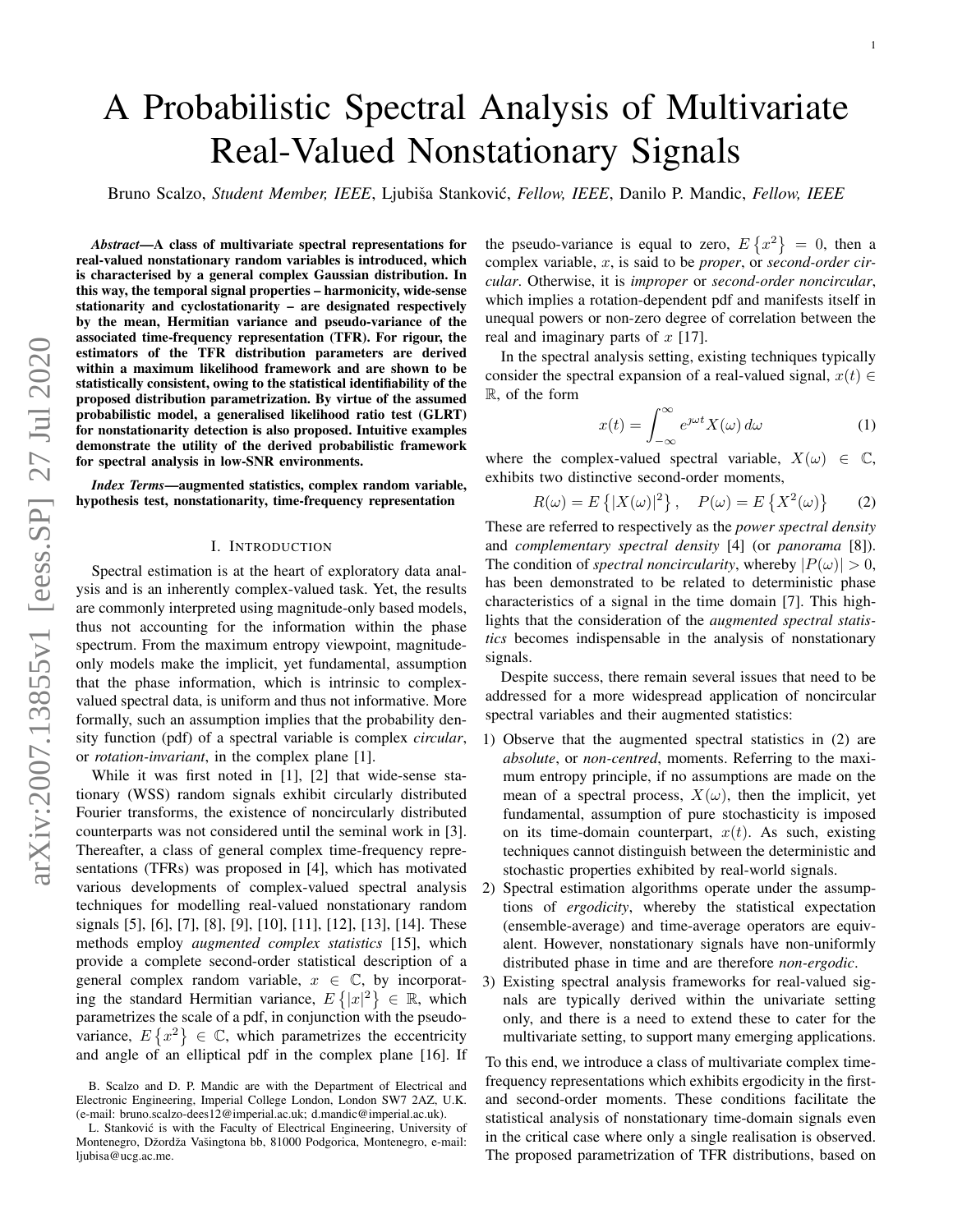# A Probabilistic Spectral Analysis of Multivariate Real-Valued Nonstationary Signals

Bruno Scalzo, *Student Member, IEEE*, Ljubiša Stanković, *Fellow, IEEE*, Danilo P. Mandic, *Fellow, IEEE*

***Abstract*—A class of multivariate spectral representations for real-valued nonstationary random variables is introduced, which is characterised by a general complex Gaussian distribution. In this way, the temporal signal properties – harmonicity, wide-sense stationarity and cyclostationarity – are designated respectively by the mean, Hermitian variance and pseudo-variance of the associated time-frequency representation (TFR). For rigour, the estimators of the TFR distribution parameters are derived within a maximum likelihood framework and are shown to be statistically consistent, owing to the statistical identifiability of the proposed distribution parametrization. By virtue of the assumed probabilistic model, a generalised likelihood ratio test (GLRT) for nonstationarity detection is also proposed. Intuitive examples demonstrate the utility of the derived probabilistic framework for spectral analysis in low-SNR environments.**

***Index Terms*—augmented statistics, complex random variable, hypothesis test, nonstationarity, time-frequency representation**

## I. Introduction

Spectral estimation is at the heart of exploratory data analysis and is an inherently complex-valued task. Yet, the results are commonly interpreted using magnitude-only based models, thus not accounting for the information within the phase spectrum. From the maximum entropy viewpoint, magnitude-only models make the implicit, yet fundamental, assumption that the phase information, which is intrinsic to complex-valued spectral data, is uniform and thus not informative. More formally, such an assumption implies that the probability density function (pdf) of a spectral variable is complex *circular*, or *rotation-invariant*, in the complex plane [1].

While it was first noted in [1], [2] that wide-sense stationary (WSS) random signals exhibit circularly distributed Fourier transforms, the existence of noncircularly distributed counterparts was not considered until the seminal work in [3]. Thereafter, a class of general complex time-frequency representations (TFRs) was proposed in [4], which has motivated various developments of complex-valued spectral analysis techniques for modelling real-valued nonstationary random signals [5], [6], [7], [8], [9], [10], [11], [12], [13], [14]. These methods employ *augmented complex statistics* [15], which provide a complete second-order statistical description of a general complex random variable, $x \in \mathbb{C}$, by incorporating the standard Hermitian variance, $E\{|x|^2\} \in \mathbb{R}$, which parametrizes the scale of a pdf, in conjunction with the pseudo-variance, $E\{x^2\} \in \mathbb{C}$, which parametrizes the eccentricity and angle of an elliptical pdf in the complex plane [16]. If the pseudo-variance is equal to zero, $E\{x^2\} = 0$, then a complex variable, $x$, is said to be *proper*, or *second-order circular*. Otherwise, it is *improper* or *second-order noncircular*, which implies a rotation-dependent pdf and manifests itself in unequal powers or non-zero degree of correlation between the real and imaginary parts of $x$ [17].

In the spectral analysis setting, existing techniques typically consider the spectral expansion of a real-valued signal, $x(t) \in \mathbb{R}$, of the form

$$x(t) = \int_{-\infty}^{\infty} e^{\jmath\omega t} X(\omega)\, d\omega \tag{1}$$

where the complex-valued spectral variable, $X(\omega) \in \mathbb{C}$, exhibits two distinctive second-order moments,

$$R(\omega) = E\left\{|X(\omega)|^2\right\}, \quad P(\omega) = E\left\{X^2(\omega)\right\} \tag{2}$$

These are referred to respectively as the *power spectral density* and *complementary spectral density* [4] (or *panorama* [8]). The condition of *spectral noncircularity*, whereby $|P(\omega)| > 0$, has been demonstrated to be related to deterministic phase characteristics of a signal in the time domain [7]. This highlights that the consideration of the *augmented spectral statistics* becomes indispensable in the analysis of nonstationary signals.

Despite success, there remain several issues that need to be addressed for a more widespread application of noncircular spectral variables and their augmented statistics:

1) Observe that the augmented spectral statistics in (2) are *absolute*, or *non-centred*, moments. Referring to the maximum entropy principle, if no assumptions are made on the mean of a spectral process, $X(\omega)$, then the implicit, yet fundamental, assumption of pure stochasticity is imposed on its time-domain counterpart, $x(t)$. As such, existing techniques cannot distinguish between the deterministic and stochastic properties exhibited by real-world signals.
2) Spectral estimation algorithms operate under the assumptions of *ergodicity*, whereby the statistical expectation (ensemble-average) and time-average operators are equivalent. However, nonstationary signals have non-uniformly distributed phase in time and are therefore *non-ergodic*.
3) Existing spectral analysis frameworks for real-valued signals are typically derived within the univariate setting only, and there is a need to extend these to cater for the multivariate setting, to support many emerging applications.

To this end, we introduce a class of multivariate complex time-frequency representations which exhibits ergodicity in the first- and second-order moments. These conditions facilitate the statistical analysis of nonstationary time-domain signals even in the critical case where only a single realisation is observed. The proposed parametrization of TFR distributions, based on

B. Scalzo and D. P. Mandic are with the Department of Electrical and Electronic Engineering, Imperial College London, London SW7 2AZ, U.K. (e-mail: bruno.scalzo-dees12@imperial.ac.uk; d.mandic@imperial.ac.uk).

L. Stanković is with the Faculty of Electrical Engineering, University of Montenegro, Džordža Vašingtona bb, 81000 Podgorica, Montenegro, e-mail: ljubisa@ucg.ac.me.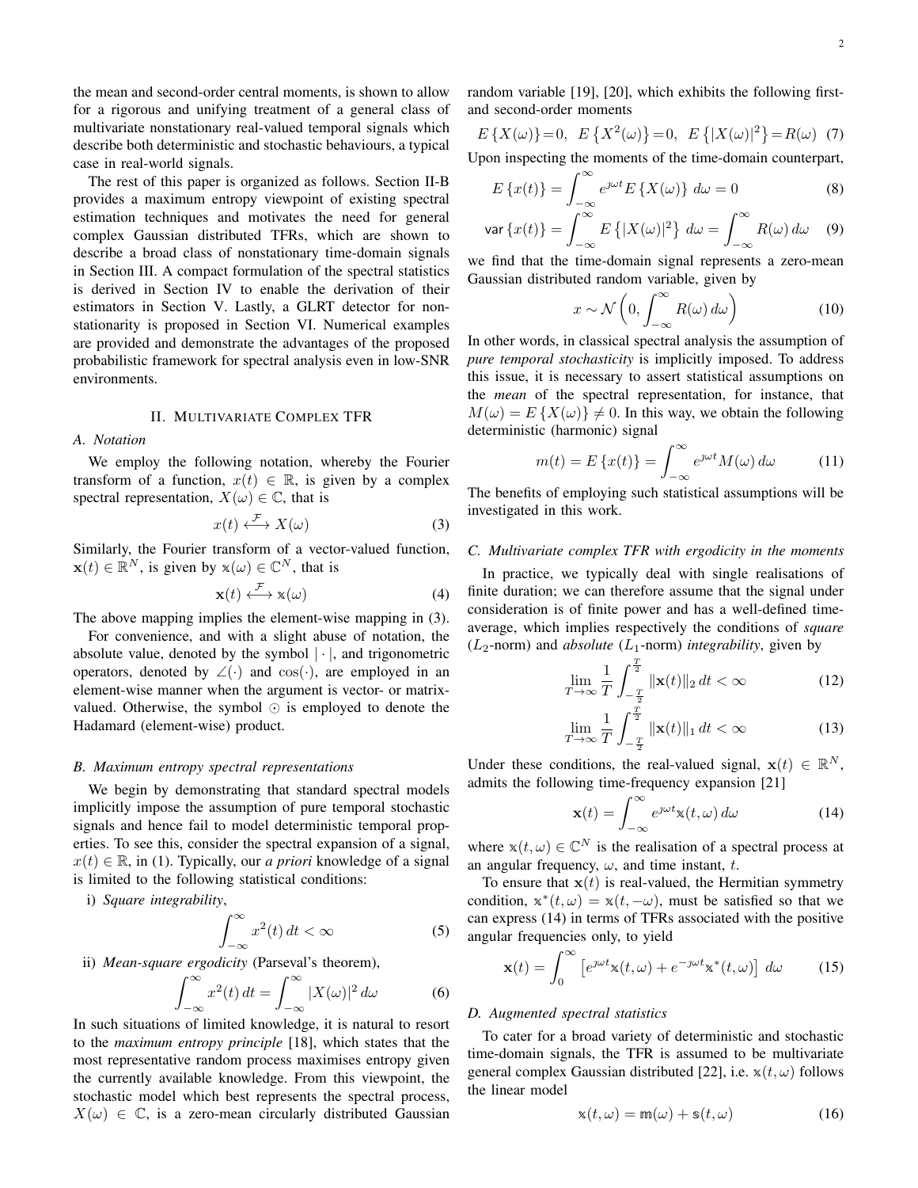the mean and second-order central moments, is shown to allow for a rigorous and unifying treatment of a general class of multivariate nonstationary real-valued temporal signals which describe both deterministic and stochastic behaviours, a typical case in real-world signals.

The rest of this paper is organized as follows. Section II-B provides a maximum entropy viewpoint of existing spectral estimation techniques and motivates the need for general complex Gaussian distributed TFRs, which are shown to describe a broad class of nonstationary time-domain signals in Section III. A compact formulation of the spectral statistics is derived in Section IV to enable the derivation of their estimators in Section V. Lastly, a GLRT detector for nonstationarity is proposed in Section VI. Numerical examples are provided and demonstrate the advantages of the proposed probabilistic framework for spectral analysis even in low-SNR environments.

## II. Multivariate Complex TFR

### A. Notation

We employ the following notation, whereby the Fourier transform of a function, $x(t) \in \mathbb{R}$, is given by a complex spectral representation, $X(\omega) \in \mathbb{C}$, that is

$$x(t) \xleftrightarrow{\mathcal{F}} X(\omega) \tag{3}$$

Similarly, the Fourier transform of a vector-valued function, $\mathbf{x}(t) \in \mathbb{R}^N$, is given by $\mathbb{x}(\omega) \in \mathbb{C}^N$, that is

$$\mathbf{x}(t) \xleftrightarrow{\mathcal{F}} \mathbb{x}(\omega) \tag{4}$$

The above mapping implies the element-wise mapping in (3).

For convenience, and with a slight abuse of notation, the absolute value, denoted by the symbol $|\cdot|$, and trigonometric operators, denoted by $\angle(\cdot)$ and $\cos(\cdot)$, are employed in an element-wise manner when the argument is vector- or matrix-valued. Otherwise, the symbol $\odot$ is employed to denote the Hadamard (element-wise) product.

### B. Maximum entropy spectral representations

We begin by demonstrating that standard spectral models implicitly impose the assumption of pure temporal stochastic signals and hence fail to model deterministic temporal properties. To see this, consider the spectral expansion of a signal, $x(t) \in \mathbb{R}$, in (1). Typically, our *a priori* knowledge of a signal is limited to the following statistical conditions:

i) *Square integrability*,

$$\int_{-\infty}^{\infty} x^2(t)\, dt < \infty \tag{5}$$

ii) *Mean-square ergodicity* (Parseval's theorem),

$$\int_{-\infty}^{\infty} x^2(t)\, dt = \int_{-\infty}^{\infty} |X(\omega)|^2\, d\omega \tag{6}$$

In such situations of limited knowledge, it is natural to resort to the *maximum entropy principle* [18], which states that the most representative random process maximises entropy given the currently available knowledge. From this viewpoint, the stochastic model which best represents the spectral process, $X(\omega) \in \mathbb{C}$, is a zero-mean circularly distributed Gaussian random variable [19], [20], which exhibits the following first- and second-order moments

$$E\{X(\omega)\}=0,\;\; E\{X^2(\omega)\}=0,\;\; E\{|X(\omega)|^2\}=R(\omega) \tag{7}$$

Upon inspecting the moments of the time-domain counterpart,

$$E\{x(t)\} = \int_{-\infty}^{\infty} e^{\jmath\omega t} E\{X(\omega)\}\, d\omega = 0 \tag{8}$$

$$\mathsf{var}\{x(t)\} = \int_{-\infty}^{\infty} E\{|X(\omega)|^2\}\, d\omega = \int_{-\infty}^{\infty} R(\omega)\, d\omega \tag{9}$$

we find that the time-domain signal represents a zero-mean Gaussian distributed random variable, given by

$$x \sim \mathcal{N}\left(0, \int_{-\infty}^{\infty} R(\omega)\, d\omega\right) \tag{10}$$

In other words, in classical spectral analysis the assumption of *pure temporal stochasticity* is implicitly imposed. To address this issue, it is necessary to assert statistical assumptions on the *mean* of the spectral representation, for instance, that $M(\omega) = E\{X(\omega)\} \neq 0$. In this way, we obtain the following deterministic (harmonic) signal

$$m(t) = E\{x(t)\} = \int_{-\infty}^{\infty} e^{\jmath\omega t} M(\omega)\, d\omega \tag{11}$$

The benefits of employing such statistical assumptions will be investigated in this work.

### C. Multivariate complex TFR with ergodicity in the moments

In practice, we typically deal with single realisations of finite duration; we can therefore assume that the signal under consideration is of finite power and has a well-defined time-average, which implies respectively the conditions of *square* ($L_2$-norm) and *absolute* ($L_1$-norm) *integrability*, given by

$$\lim_{T\to\infty} \frac{1}{T} \int_{-\frac{T}{2}}^{\frac{T}{2}} \|\mathbf{x}(t)\|_2\, dt < \infty \tag{12}$$

$$\lim_{T\to\infty} \frac{1}{T} \int_{-\frac{T}{2}}^{\frac{T}{2}} \|\mathbf{x}(t)\|_1\, dt < \infty \tag{13}$$

Under these conditions, the real-valued signal, $\mathbf{x}(t) \in \mathbb{R}^N$, admits the following time-frequency expansion [21]

$$\mathbf{x}(t) = \int_{-\infty}^{\infty} e^{\jmath\omega t} \mathbb{x}(t,\omega)\, d\omega \tag{14}$$

where $\mathbb{x}(t,\omega) \in \mathbb{C}^N$ is the realisation of a spectral process at an angular frequency, $\omega$, and time instant, $t$.

To ensure that $\mathbf{x}(t)$ is real-valued, the Hermitian symmetry condition, $\mathbb{x}^*(t,\omega) = \mathbb{x}(t,-\omega)$, must be satisfied so that we can express (14) in terms of TFRs associated with the positive angular frequencies only, to yield

$$\mathbf{x}(t) = \int_{0}^{\infty} \left[e^{\jmath\omega t}\mathbb{x}(t,\omega) + e^{-\jmath\omega t}\mathbb{x}^*(t,\omega)\right] d\omega \tag{15}$$

### D. Augmented spectral statistics

To cater for a broad variety of deterministic and stochastic time-domain signals, the TFR is assumed to be multivariate general complex Gaussian distributed [22], i.e. $\mathbb{x}(t,\omega)$ follows the linear model

$$\mathbb{x}(t,\omega) = \mathbb{m}(\omega) + \mathbb{s}(t,\omega) \tag{16}$$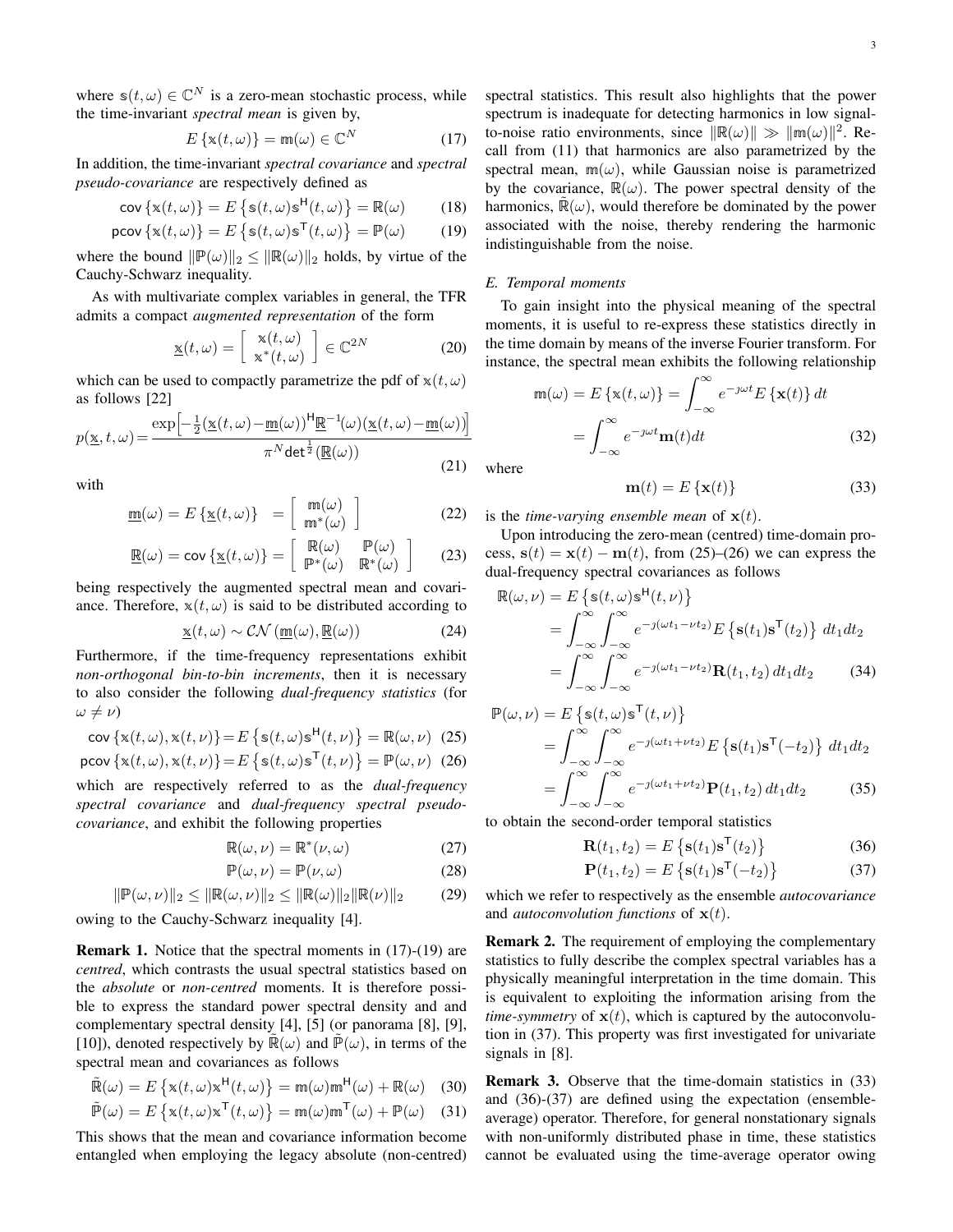where $\mathbb{s}(t,\omega) \in \mathbb{C}^N$ is a zero-mean stochastic process, while the time-invariant *spectral mean* is given by,

$$E\left\{\mathbb{x}(t,\omega)\right\} = \mathbb{m}(\omega) \in \mathbb{C}^N \tag{17}$$

In addition, the time-invariant *spectral covariance* and *spectral pseudo-covariance* are respectively defined as

$$\mathsf{cov}\left\{\mathbb{x}(t,\omega)\right\} = E\left\{\mathbb{s}(t,\omega)\mathbb{s}^{\mathsf{H}}(t,\omega)\right\} = \mathbb{R}(\omega) \tag{18}$$

$$\mathsf{pcov}\left\{\mathbb{x}(t,\omega)\right\} = E\left\{\mathbb{s}(t,\omega)\mathbb{s}^{\mathsf{T}}(t,\omega)\right\} = \mathbb{P}(\omega) \tag{19}$$

where the bound $\|\mathbb{P}(\omega)\|_2 \leq \|\mathbb{R}(\omega)\|_2$ holds, by virtue of the Cauchy-Schwarz inequality.

As with multivariate complex variables in general, the TFR admits a compact *augmented representation* of the form

$$\underline{\mathbb{x}}(t,\omega) = \begin{bmatrix} \mathbb{x}(t,\omega) \\ \mathbb{x}^*(t,\omega) \end{bmatrix} \in \mathbb{C}^{2N} \tag{20}$$

which can be used to compactly parametrize the pdf of $\mathbb{x}(t,\omega)$ as follows [22]

$$p(\underline{\mathbb{x}},t,\omega) = \frac{\exp\left[-\frac{1}{2}(\underline{\mathbb{x}}(t,\omega)-\underline{\mathbb{m}}(\omega))^{\mathsf{H}}\underline{\mathbb{R}}^{-1}(\omega)(\underline{\mathbb{x}}(t,\omega)-\underline{\mathbb{m}}(\omega))\right]}{\pi^N \det^{\frac{1}{2}}(\underline{\mathbb{R}}(\omega))} \tag{21}$$

with

$$\underline{\mathbb{m}}(\omega) = E\left\{\underline{\mathbb{x}}(t,\omega)\right\} = \begin{bmatrix} \mathbb{m}(\omega) \\ \mathbb{m}^*(\omega) \end{bmatrix} \tag{22}$$

$$\underline{\mathbb{R}}(\omega) = \mathsf{cov}\left\{\underline{\mathbb{x}}(t,\omega)\right\} = \begin{bmatrix} \mathbb{R}(\omega) & \mathbb{P}(\omega) \\ \mathbb{P}^*(\omega) & \mathbb{R}^*(\omega) \end{bmatrix} \tag{23}$$

being respectively the augmented spectral mean and covariance. Therefore, $\mathbb{x}(t,\omega)$ is said to be distributed according to

$$\underline{\mathbb{x}}(t,\omega) \sim \mathcal{CN}\left(\underline{\mathbb{m}}(\omega), \underline{\mathbb{R}}(\omega)\right) \tag{24}$$

Furthermore, if the time-frequency representations exhibit *non-orthogonal bin-to-bin increments*, then it is necessary to also consider the following *dual-frequency statistics* (for $\omega \neq \nu$)

$$\mathsf{cov}\left\{\mathbb{x}(t,\omega),\mathbb{x}(t,\nu)\right\} = E\left\{\mathbb{s}(t,\omega)\mathbb{s}^{\mathsf{H}}(t,\nu)\right\} = \mathbb{R}(\omega,\nu) \tag{25}$$

$$\mathsf{pcov}\left\{\mathbb{x}(t,\omega),\mathbb{x}(t,\nu)\right\} = E\left\{\mathbb{s}(t,\omega)\mathbb{s}^{\mathsf{T}}(t,\nu)\right\} = \mathbb{P}(\omega,\nu) \tag{26}$$

which are respectively referred to as the *dual-frequency spectral covariance* and *dual-frequency spectral pseudo-covariance*, and exhibit the following properties

$$\mathbb{R}(\omega,\nu) = \mathbb{R}^*(\nu,\omega) \tag{27}$$

$$\mathbb{P}(\omega,\nu) = \mathbb{P}(\nu,\omega) \tag{28}$$

$$\|\mathbb{P}(\omega,\nu)\|_2 \leq \|\mathbb{R}(\omega,\nu)\|_2 \leq \|\mathbb{R}(\omega)\|_2\|\mathbb{R}(\nu)\|_2 \tag{29}$$

owing to the Cauchy-Schwarz inequality [4].

**Remark 1.** Notice that the spectral moments in (17)-(19) are *centred*, which contrasts the usual spectral statistics based on the *absolute* or *non-centred* moments. It is therefore possible to express the standard power spectral density and and complementary spectral density [4], [5] (or panorama [8], [9], [10]), denoted respectively by $\tilde{\mathbb{R}}(\omega)$ and $\tilde{\mathbb{P}}(\omega)$, in terms of the spectral mean and covariances as follows

$$\tilde{\mathbb{R}}(\omega) = E\left\{\mathbb{x}(t,\omega)\mathbb{x}^{\mathsf{H}}(t,\omega)\right\} = \mathbb{m}(\omega)\mathbb{m}^{\mathsf{H}}(\omega) + \mathbb{R}(\omega) \tag{30}$$

$$\tilde{\mathbb{P}}(\omega) = E\left\{\mathbb{x}(t,\omega)\mathbb{x}^{\mathsf{T}}(t,\omega)\right\} = \mathbb{m}(\omega)\mathbb{m}^{\mathsf{T}}(\omega) + \mathbb{P}(\omega) \tag{31}$$

This shows that the mean and covariance information become entangled when employing the legacy absolute (non-centred) spectral statistics. This result also highlights that the power spectrum is inadequate for detecting harmonics in low signal-to-noise ratio environments, since $\|\mathbb{R}(\omega)\| \gg \|\mathbb{m}(\omega)\|^2$. Recall from (11) that harmonics are also parametrized by the spectral mean, $\mathbb{m}(\omega)$, while Gaussian noise is parametrized by the covariance, $\mathbb{R}(\omega)$. The power spectral density of the harmonics, $\tilde{\mathbb{R}}(\omega)$, would therefore be dominated by the power associated with the noise, thereby rendering the harmonic indistinguishable from the noise.

### E. Temporal moments

To gain insight into the physical meaning of the spectral moments, it is useful to re-express these statistics directly in the time domain by means of the inverse Fourier transform. For instance, the spectral mean exhibits the following relationship

$$\begin{aligned}\mathbb{m}(\omega) = E\left\{\mathbb{x}(t,\omega)\right\} &= \int_{-\infty}^{\infty} e^{-\jmath\omega t} E\left\{\mathbf{x}(t)\right\} dt \\ &= \int_{-\infty}^{\infty} e^{-\jmath\omega t}\mathbf{m}(t) dt\end{aligned} \tag{32}$$

where

$$\mathbf{m}(t) = E\left\{\mathbf{x}(t)\right\} \tag{33}$$

is the *time-varying ensemble mean* of $\mathbf{x}(t)$.

Upon introducing the zero-mean (centred) time-domain process, $\mathbf{s}(t) = \mathbf{x}(t) - \mathbf{m}(t)$, from (25)–(26) we can express the dual-frequency spectral covariances as follows

$$\begin{aligned}\mathbb{R}(\omega,\nu) &= E\left\{\mathbb{s}(t,\omega)\mathbb{s}^{\mathsf{H}}(t,\nu)\right\} \\ &= \int_{-\infty}^{\infty}\int_{-\infty}^{\infty} e^{-\jmath(\omega t_1 - \nu t_2)} E\left\{\mathbf{s}(t_1)\mathbf{s}^{\mathsf{T}}(t_2)\right\} dt_1 dt_2 \\ &= \int_{-\infty}^{\infty}\int_{-\infty}^{\infty} e^{-\jmath(\omega t_1 - \nu t_2)} \mathbf{R}(t_1,t_2)\, dt_1 dt_2\end{aligned} \tag{34}$$

$$\begin{aligned}\mathbb{P}(\omega,\nu) &= E\left\{\mathbb{s}(t,\omega)\mathbb{s}^{\mathsf{T}}(t,\nu)\right\} \\ &= \int_{-\infty}^{\infty}\int_{-\infty}^{\infty} e^{-\jmath(\omega t_1 + \nu t_2)} E\left\{\mathbf{s}(t_1)\mathbf{s}^{\mathsf{T}}(-t_2)\right\} dt_1 dt_2 \\ &= \int_{-\infty}^{\infty}\int_{-\infty}^{\infty} e^{-\jmath(\omega t_1 + \nu t_2)} \mathbf{P}(t_1,t_2)\, dt_1 dt_2\end{aligned} \tag{35}$$

to obtain the second-order temporal statistics

$$\mathbf{R}(t_1,t_2) = E\left\{\mathbf{s}(t_1)\mathbf{s}^{\mathsf{T}}(t_2)\right\} \tag{36}$$

$$\mathbf{P}(t_1,t_2) = E\left\{\mathbf{s}(t_1)\mathbf{s}^{\mathsf{T}}(-t_2)\right\} \tag{37}$$

which we refer to respectively as the ensemble *autocovariance* and *autoconvolution functions* of $\mathbf{x}(t)$.

**Remark 2.** The requirement of employing the complementary statistics to fully describe the complex spectral variables has a physically meaningful interpretation in the time domain. This is equivalent to exploiting the information arising from the *time-symmetry* of $\mathbf{x}(t)$, which is captured by the autoconvolution in (37). This property was first investigated for univariate signals in [8].

**Remark 3.** Observe that the time-domain statistics in (33) and (36)-(37) are defined using the expectation (ensemble-average) operator. Therefore, for general nonstationary signals with non-uniformly distributed phase in time, these statistics cannot be evaluated using the time-average operator owing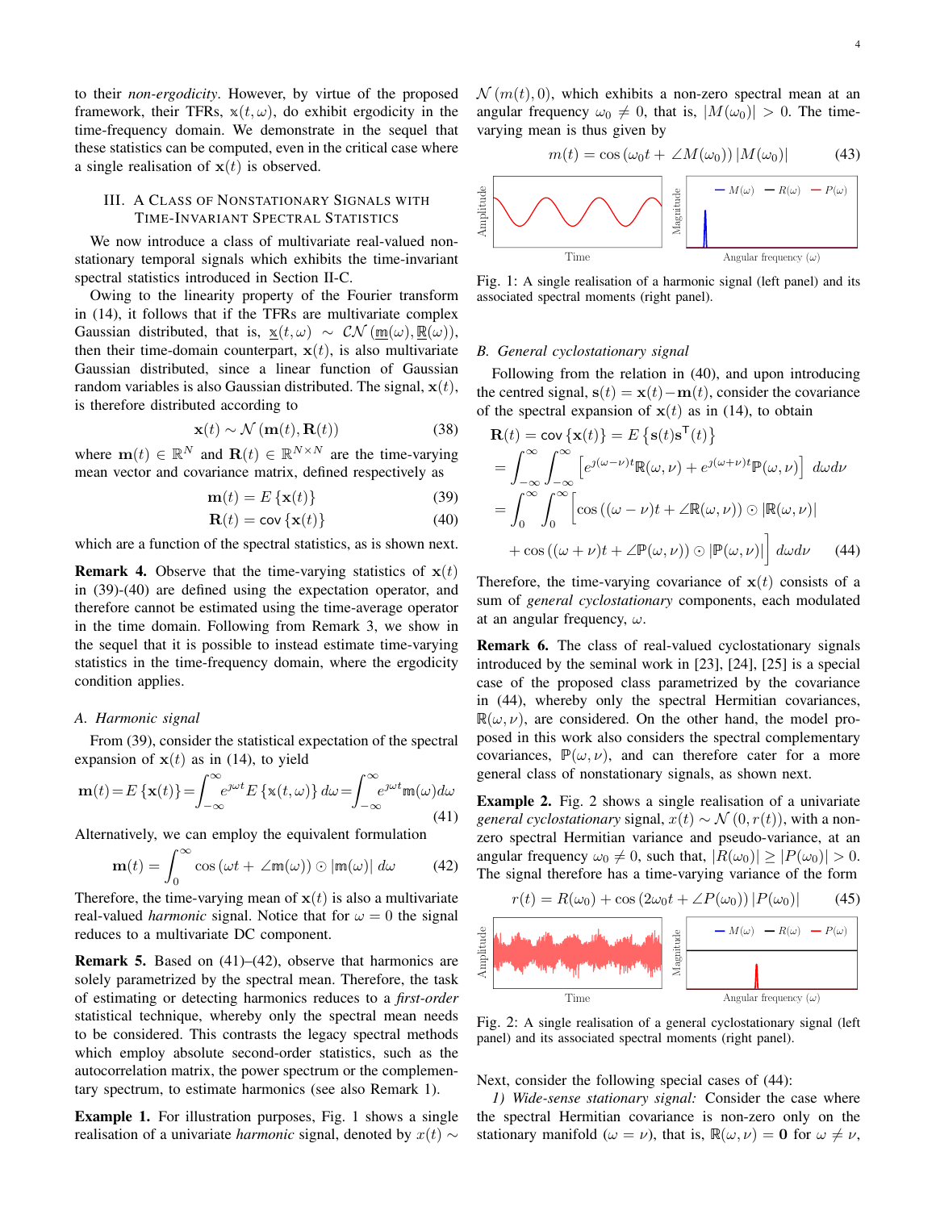to their *non-ergodicity*. However, by virtue of the proposed framework, their TFRs, $\mathbb{x}(t,\omega)$, do exhibit ergodicity in the time-frequency domain. We demonstrate in the sequel that these statistics can be computed, even in the critical case where a single realisation of $\mathbf{x}(t)$ is observed.

## III. A Class of Nonstationary Signals with Time-Invariant Spectral Statistics

We now introduce a class of multivariate real-valued nonstationary temporal signals which exhibits the time-invariant spectral statistics introduced in Section II-C.

Owing to the linearity property of the Fourier transform in (14), it follows that if the TFRs are multivariate complex Gaussian distributed, that is, $\underline{\mathbb{x}}(t,\omega) \sim \mathcal{CN}(\underline{\mathbb{m}}(\omega), \underline{\mathbb{R}}(\omega))$, then their time-domain counterpart, $\mathbf{x}(t)$, is also multivariate Gaussian distributed, since a linear function of Gaussian random variables is also Gaussian distributed. The signal, $\mathbf{x}(t)$, is therefore distributed according to

$$\mathbf{x}(t) \sim \mathcal{N}(\mathbf{m}(t), \mathbf{R}(t)) \tag{38}$$

where $\mathbf{m}(t) \in \mathbb{R}^N$ and $\mathbf{R}(t) \in \mathbb{R}^{N\times N}$ are the time-varying mean vector and covariance matrix, defined respectively as

$$\mathbf{m}(t) = E\{\mathbf{x}(t)\} \tag{39}$$
$$\mathbf{R}(t) = \mathsf{cov}\{\mathbf{x}(t)\} \tag{40}$$

which are a function of the spectral statistics, as is shown next.

**Remark 4.** Observe that the time-varying statistics of $\mathbf{x}(t)$ in (39)-(40) are defined using the expectation operator, and therefore cannot be estimated using the time-average operator in the time domain. Following from Remark 3, we show in the sequel that it is possible to instead estimate time-varying statistics in the time-frequency domain, where the ergodicity condition applies.

### A. Harmonic signal

From (39), consider the statistical expectation of the spectral expansion of $\mathbf{x}(t)$ as in (14), to yield

$$\mathbf{m}(t) = E\{\mathbf{x}(t)\} = \int_{-\infty}^{\infty} e^{\jmath\omega t} E\{\mathbb{x}(t,\omega)\}\, d\omega = \int_{-\infty}^{\infty} e^{\jmath\omega t}\mathbb{m}(\omega) d\omega \tag{41}$$

Alternatively, we can employ the equivalent formulation

$$\mathbf{m}(t) = \int_{0}^{\infty} \cos\left(\omega t + \angle\mathbb{m}(\omega)\right) \odot |\mathbb{m}(\omega)|\, d\omega \tag{42}$$

Therefore, the time-varying mean of $\mathbf{x}(t)$ is also a multivariate real-valued *harmonic* signal. Notice that for $\omega = 0$ the signal reduces to a multivariate DC component.

**Remark 5.** Based on (41)–(42), observe that harmonics are solely parametrized by the spectral mean. Therefore, the task of estimating or detecting harmonics reduces to a *first-order* statistical technique, whereby only the spectral mean needs to be considered. This contrasts the legacy spectral methods which employ absolute second-order statistics, such as the autocorrelation matrix, the power spectrum or the complementary spectrum, to estimate harmonics (see also Remark 1).

**Example 1.** For illustration purposes, Fig. 1 shows a single realisation of a univariate *harmonic* signal, denoted by $x(t) \sim \mathcal{N}(m(t), 0)$, which exhibits a non-zero spectral mean at an angular frequency $\omega_0 \neq 0$, that is, $|M(\omega_0)| > 0$. The time-varying mean is thus given by

$$m(t) = \cos\left(\omega_0 t + \angle M(\omega_0)\right)|M(\omega_0)| \tag{43}$$

Fig. 1: A single realisation of a harmonic signal (left panel) and its associated spectral moments (right panel).

### B. General cyclostationary signal

Following from the relation in (40), and upon introducing the centred signal, $\mathbf{s}(t) = \mathbf{x}(t) - \mathbf{m}(t)$, consider the covariance of the spectral expansion of $\mathbf{x}(t)$ as in (14), to obtain

$$\begin{aligned}
\mathbf{R}(t) &= \mathsf{cov}\{\mathbf{x}(t)\} = E\{\mathbf{s}(t)\mathbf{s}^{\mathsf{T}}(t)\} \\
&= \int_{-\infty}^{\infty}\int_{-\infty}^{\infty} \left[e^{\jmath(\omega-\nu)t}\mathbb{R}(\omega,\nu) + e^{\jmath(\omega+\nu)t}\mathbb{P}(\omega,\nu)\right] d\omega d\nu \\
&= \int_{0}^{\infty}\int_{0}^{\infty} \Big[\cos\left((\omega-\nu)t + \angle\mathbb{R}(\omega,\nu)\right) \odot |\mathbb{R}(\omega,\nu)| \\
&\quad + \cos\left((\omega+\nu)t + \angle\mathbb{P}(\omega,\nu)\right) \odot |\mathbb{P}(\omega,\nu)|\Big]\, d\omega d\nu
\end{aligned} \tag{44}$$

Therefore, the time-varying covariance of $\mathbf{x}(t)$ consists of a sum of *general cyclostationary* components, each modulated at an angular frequency, $\omega$.

**Remark 6.** The class of real-valued cyclostationary signals introduced by the seminal work in [23], [24], [25] is a special case of the proposed class parametrized by the covariance in (44), whereby only the spectral Hermitian covariances, $\mathbb{R}(\omega,\nu)$, are considered. On the other hand, the model proposed in this work also considers the spectral complementary covariances, $\mathbb{P}(\omega,\nu)$, and can therefore cater for a more general class of nonstationary signals, as shown next.

**Example 2.** Fig. 2 shows a single realisation of a univariate *general cyclostationary* signal, $x(t) \sim \mathcal{N}(0, r(t))$, with a non-zero spectral Hermitian variance and pseudo-variance, at an angular frequency $\omega_0 \neq 0$, such that, $|R(\omega_0)| \geq |P(\omega_0)| > 0$. The signal therefore has a time-varying variance of the form

$$r(t) = R(\omega_0) + \cos\left(2\omega_0 t + \angle P(\omega_0)\right)|P(\omega_0)| \tag{45}$$

Fig. 2: A single realisation of a general cyclostationary signal (left panel) and its associated spectral moments (right panel).

Next, consider the following special cases of (44):

*1) Wide-sense stationary signal:* Consider the case where the spectral Hermitian covariance is non-zero only on the stationary manifold ($\omega = \nu$), that is, $\mathbb{R}(\omega,\nu) = \mathbf{0}$ for $\omega \neq \nu$,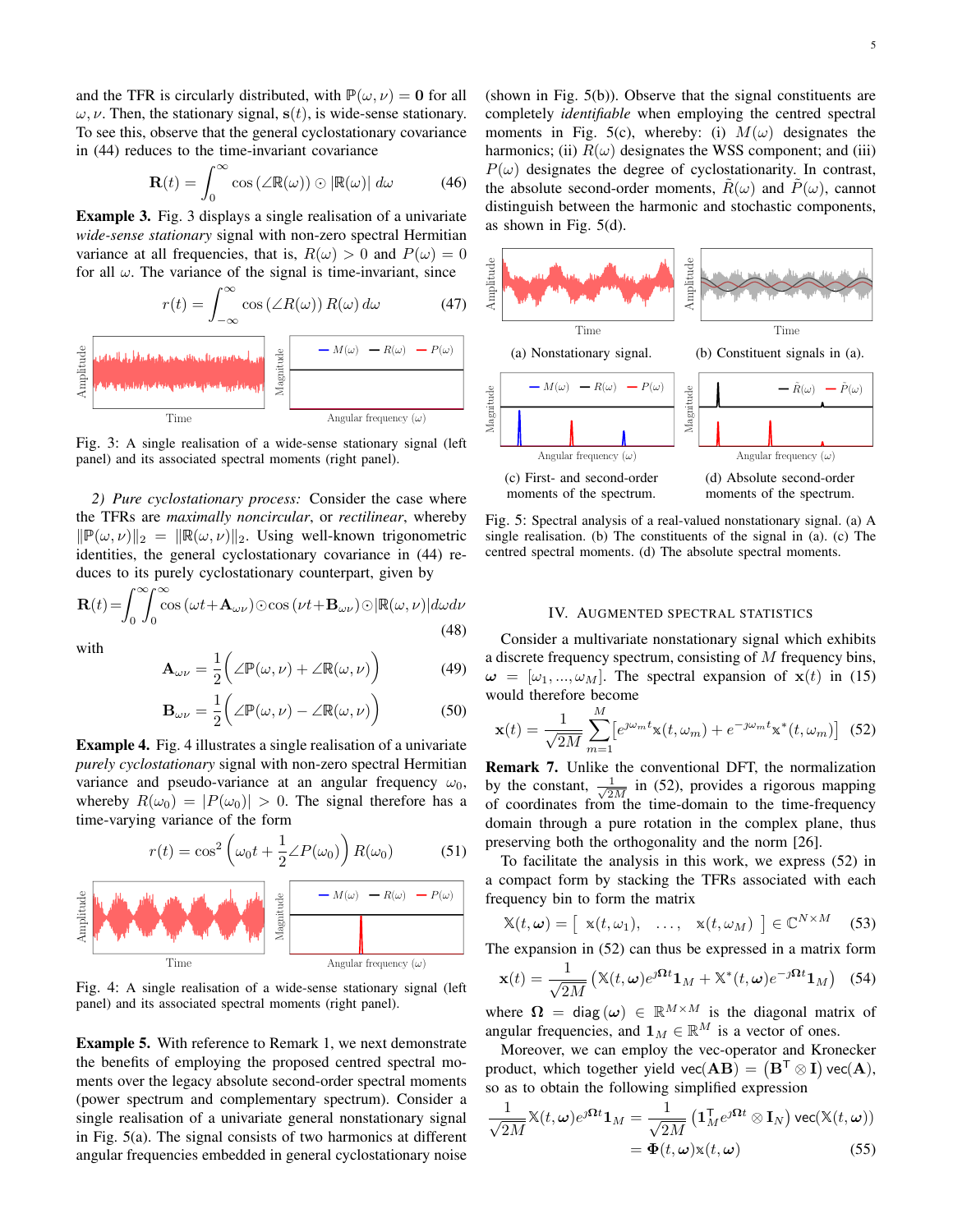and the TFR is circularly distributed, with $\mathbb{P}(\omega,\nu) = \mathbf{0}$ for all $\omega, \nu$. Then, the stationary signal, $\mathbf{s}(t)$, is wide-sense stationary. To see this, observe that the general cyclostationary covariance in (44) reduces to the time-invariant covariance

$$\mathbf{R}(t) = \int_0^\infty \cos\left(\angle\mathbb{R}(\omega)\right) \odot |\mathbb{R}(\omega)|\, d\omega \tag{46}$$

**Example 3.** Fig. 3 displays a single realisation of a univariate *wide-sense stationary* signal with non-zero spectral Hermitian variance at all frequencies, that is, $R(\omega) > 0$ and $P(\omega) = 0$ for all $\omega$. The variance of the signal is time-invariant, since

$$r(t) = \int_{-\infty}^{\infty} \cos\left(\angle R(\omega)\right) R(\omega)\, d\omega \tag{47}$$

Fig. 3: A single realisation of a wide-sense stationary signal (left panel) and its associated spectral moments (right panel).

*2) Pure cyclostationary process:* Consider the case where the TFRs are *maximally noncircular*, or *rectilinear*, whereby $\|\mathbb{P}(\omega,\nu)\|_2 = \|\mathbb{R}(\omega,\nu)\|_2$. Using well-known trigonometric identities, the general cyclostationary covariance in (44) reduces to its purely cyclostationary counterpart, given by

$$\mathbf{R}(t) = \int_0^\infty\!\!\int_0^\infty \cos\left(\omega t + \mathbf{A}_{\omega\nu}\right) \odot \cos\left(\nu t + \mathbf{B}_{\omega\nu}\right) \odot |\mathbb{R}(\omega,\nu)|\, d\omega d\nu \tag{48}$$

with

$$\mathbf{A}_{\omega\nu} = \frac{1}{2}\Big(\angle\mathbb{P}(\omega,\nu) + \angle\mathbb{R}(\omega,\nu)\Big) \tag{49}$$

$$\mathbf{B}_{\omega\nu} = \frac{1}{2}\Big(\angle\mathbb{P}(\omega,\nu) - \angle\mathbb{R}(\omega,\nu)\Big) \tag{50}$$

**Example 4.** Fig. 4 illustrates a single realisation of a univariate *purely cyclostationary* signal with non-zero spectral Hermitian variance and pseudo-variance at an angular frequency $\omega_0$, whereby $R(\omega_0) = |P(\omega_0)| > 0$. The signal therefore has a time-varying variance of the form

$$r(t) = \cos^2\left(\omega_0 t + \frac{1}{2}\angle P(\omega_0)\right) R(\omega_0) \tag{51}$$

Fig. 4: A single realisation of a wide-sense stationary signal (left panel) and its associated spectral moments (right panel).

**Example 5.** With reference to Remark 1, we next demonstrate the benefits of employing the proposed centred spectral moments over the legacy absolute second-order spectral moments (power spectrum and complementary spectrum). Consider a single realisation of a univariate general nonstationary signal in Fig. 5(a). The signal consists of two harmonics at different angular frequencies embedded in general cyclostationary noise (shown in Fig. 5(b)). Observe that the signal constituents are completely *identifiable* when employing the centred spectral moments in Fig. 5(c), whereby: (i) $M(\omega)$ designates the harmonics; (ii) $R(\omega)$ designates the WSS component; and (iii) $P(\omega)$ designates the degree of cyclostationarity. In contrast, the absolute second-order moments, $\tilde{R}(\omega)$ and $\tilde{P}(\omega)$, cannot distinguish between the harmonic and stochastic components, as shown in Fig. 5(d).

(a) Nonstationary signal. (b) Constituent signals in (a). (c) First- and second-order moments of the spectrum. (d) Absolute second-order moments of the spectrum.

Fig. 5: Spectral analysis of a real-valued nonstationary signal. (a) A single realisation. (b) The constituents of the signal in (a). (c) The centred spectral moments. (d) The absolute spectral moments.

## IV. Augmented Spectral Statistics

Consider a multivariate nonstationary signal which exhibits a discrete frequency spectrum, consisting of $M$ frequency bins, $\boldsymbol{\omega} = [\omega_1, ..., \omega_M]$. The spectral expansion of $\mathbf{x}(t)$ in (15) would therefore become

$$\mathbf{x}(t) = \frac{1}{\sqrt{2M}} \sum_{m=1}^{M} \left[ e^{\jmath\omega_m t} \mathbb{x}(t,\omega_m) + e^{-\jmath\omega_m t} \mathbb{x}^*(t,\omega_m) \right] \tag{52}$$

**Remark 7.** Unlike the conventional DFT, the normalization by the constant, $\frac{1}{\sqrt{2M}}$ in (52), provides a rigorous mapping of coordinates from the time-domain to the time-frequency domain through a pure rotation in the complex plane, thus preserving both the orthogonality and the norm [26].

To facilitate the analysis in this work, we express (52) in a compact form by stacking the TFRs associated with each frequency bin to form the matrix

$$\mathbb{X}(t,\boldsymbol{\omega}) = \left[\ \mathbb{x}(t,\omega_1), \quad \ldots, \quad \mathbb{x}(t,\omega_M)\ \right] \in \mathbb{C}^{N\times M} \tag{53}$$

The expansion in (52) can thus be expressed in a matrix form

$$\mathbf{x}(t) = \frac{1}{\sqrt{2M}} \left( \mathbb{X}(t,\boldsymbol{\omega}) e^{\jmath\boldsymbol{\Omega}t} \mathbf{1}_M + \mathbb{X}^*(t,\boldsymbol{\omega}) e^{-\jmath\boldsymbol{\Omega}t} \mathbf{1}_M \right) \tag{54}$$

where $\boldsymbol{\Omega} = \mathsf{diag}\left(\boldsymbol{\omega}\right) \in \mathbb{R}^{M\times M}$ is the diagonal matrix of angular frequencies, and $\mathbf{1}_M \in \mathbb{R}^M$ is a vector of ones.

Moreover, we can employ the vec-operator and Kronecker product, which together yield $\mathsf{vec}(\mathbf{AB}) = \left(\mathbf{B}^\mathsf{T} \otimes \mathbf{I}\right) \mathsf{vec}(\mathbf{A})$, so as to obtain the following simplified expression

$$\begin{aligned} \frac{1}{\sqrt{2M}} \mathbb{X}(t,\boldsymbol{\omega}) e^{\jmath\boldsymbol{\Omega}t} \mathbf{1}_M &= \frac{1}{\sqrt{2M}} \left( \mathbf{1}_M^\mathsf{T} e^{\jmath\boldsymbol{\Omega}t} \otimes \mathbf{I}_N \right) \mathsf{vec}(\mathbb{X}(t,\boldsymbol{\omega})) \\ &= \boldsymbol{\Phi}(t,\boldsymbol{\omega}) \mathbb{x}(t,\boldsymbol{\omega}) \end{aligned} \tag{55}$$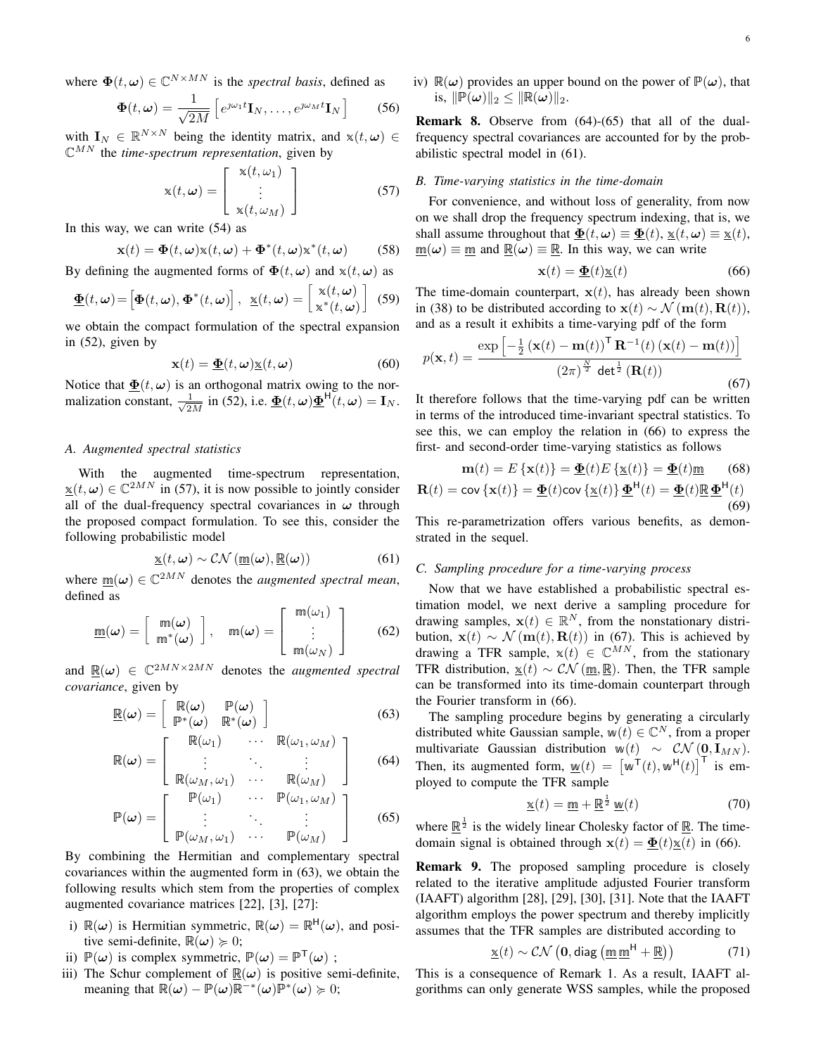where $\mathbf{\Phi}(t, \boldsymbol{\omega}) \in \mathbb{C}^{N \times MN}$ is the *spectral basis*, defined as

$$\mathbf{\Phi}(t, \boldsymbol{\omega}) = \frac{1}{\sqrt{2M}} \left[ e^{\jmath \omega_1 t} \mathbf{I}_N, \ldots, e^{\jmath \omega_M t} \mathbf{I}_N \right] \tag{56}$$

with $\mathbf{I}_N \in \mathbb{R}^{N \times N}$ being the identity matrix, and $\mathbb{x}(t, \boldsymbol{\omega}) \in \mathbb{C}^{MN}$ the *time-spectrum representation*, given by

$$\mathbb{x}(t, \boldsymbol{\omega}) = \begin{bmatrix} \mathbb{x}(t, \omega_1) \\ \vdots \\ \mathbb{x}(t, \omega_M) \end{bmatrix} \tag{57}$$

In this way, we can write (54) as

$$\mathbf{x}(t) = \mathbf{\Phi}(t, \boldsymbol{\omega}) \mathbb{x}(t, \boldsymbol{\omega}) + \mathbf{\Phi}^*(t, \boldsymbol{\omega}) \mathbb{x}^*(t, \boldsymbol{\omega}) \tag{58}$$

By defining the augmented forms of $\mathbf{\Phi}(t, \boldsymbol{\omega})$ and $\mathbb{x}(t, \boldsymbol{\omega})$ as

$$\underline{\mathbf{\Phi}}(t, \boldsymbol{\omega}) = \left[ \mathbf{\Phi}(t, \boldsymbol{\omega}), \mathbf{\Phi}^*(t, \boldsymbol{\omega}) \right], \quad \underline{\mathbb{x}}(t, \boldsymbol{\omega}) = \begin{bmatrix} \mathbb{x}(t, \boldsymbol{\omega}) \\ \mathbb{x}^*(t, \boldsymbol{\omega}) \end{bmatrix} \tag{59}$$

we obtain the compact formulation of the spectral expansion in (52), given by

$$\mathbf{x}(t) = \underline{\mathbf{\Phi}}(t, \boldsymbol{\omega}) \underline{\mathbb{x}}(t, \boldsymbol{\omega}) \tag{60}$$

Notice that $\underline{\mathbf{\Phi}}(t, \boldsymbol{\omega})$ is an orthogonal matrix owing to the normalization constant, $\frac{1}{\sqrt{2M}}$ in (52), i.e. $\underline{\mathbf{\Phi}}(t, \boldsymbol{\omega}) \underline{\mathbf{\Phi}}^{\mathsf{H}}(t, \boldsymbol{\omega}) = \mathbf{I}_N$.

### A. Augmented spectral statistics

With the augmented time-spectrum representation, $\underline{\mathbb{x}}(t, \boldsymbol{\omega}) \in \mathbb{C}^{2MN}$ in (57), it is now possible to jointly consider all of the dual-frequency spectral covariances in $\boldsymbol{\omega}$ through the proposed compact formulation. To see this, consider the following probabilistic model

$$\underline{\mathbb{x}}(t, \boldsymbol{\omega}) \sim \mathcal{CN}\left( \underline{\mathbb{m}}(\boldsymbol{\omega}), \underline{\mathbb{R}}(\boldsymbol{\omega}) \right) \tag{61}$$

where $\underline{\mathbb{m}}(\boldsymbol{\omega}) \in \mathbb{C}^{2MN}$ denotes the *augmented spectral mean*, defined as

$$\underline{\mathbb{m}}(\boldsymbol{\omega}) = \begin{bmatrix} \mathbb{m}(\boldsymbol{\omega}) \\ \mathbb{m}^*(\boldsymbol{\omega}) \end{bmatrix}, \quad \mathbb{m}(\boldsymbol{\omega}) = \begin{bmatrix} \mathbb{m}(\omega_1) \\ \vdots \\ \mathbb{m}(\omega_N) \end{bmatrix} \tag{62}$$

and $\underline{\mathbb{R}}(\boldsymbol{\omega}) \in \mathbb{C}^{2MN \times 2MN}$ denotes the *augmented spectral covariance*, given by

$$\underline{\mathbb{R}}(\boldsymbol{\omega}) = \begin{bmatrix} \mathbb{R}(\boldsymbol{\omega}) & \mathbb{P}(\boldsymbol{\omega}) \\ \mathbb{P}^*(\boldsymbol{\omega}) & \mathbb{R}^*(\boldsymbol{\omega}) \end{bmatrix} \tag{63}$$

$$\mathbb{R}(\boldsymbol{\omega}) = \begin{bmatrix} \mathbb{R}(\omega_1) & \cdots & \mathbb{R}(\omega_1, \omega_M) \\ \vdots & \ddots & \vdots \\ \mathbb{R}(\omega_M, \omega_1) & \cdots & \mathbb{R}(\omega_M) \end{bmatrix} \tag{64}$$

$$\mathbb{P}(\boldsymbol{\omega}) = \begin{bmatrix} \mathbb{P}(\omega_1) & \cdots & \mathbb{P}(\omega_1, \omega_M) \\ \vdots & \ddots & \vdots \\ \mathbb{P}(\omega_M, \omega_1) & \cdots & \mathbb{P}(\omega_M) \end{bmatrix} \tag{65}$$

By combining the Hermitian and complementary spectral covariances within the augmented form in (63), we obtain the following results which stem from the properties of complex augmented covariance matrices [22], [3], [27]:

i) $\mathbb{R}(\boldsymbol{\omega})$ is Hermitian symmetric, $\mathbb{R}(\boldsymbol{\omega}) = \mathbb{R}^{\mathsf{H}}(\boldsymbol{\omega})$, and positive semi-definite, $\mathbb{R}(\boldsymbol{\omega}) \succcurlyeq 0$;
ii) $\mathbb{P}(\boldsymbol{\omega})$ is complex symmetric, $\mathbb{P}(\boldsymbol{\omega}) = \mathbb{P}^{\mathsf{T}}(\boldsymbol{\omega})$ ;
iii) The Schur complement of $\underline{\mathbb{R}}(\boldsymbol{\omega})$ is positive semi-definite, meaning that $\mathbb{R}(\boldsymbol{\omega}) - \mathbb{P}(\boldsymbol{\omega}) \mathbb{R}^{-*}(\boldsymbol{\omega}) \mathbb{P}^*(\boldsymbol{\omega}) \succcurlyeq 0$;
iv) $\mathbb{R}(\boldsymbol{\omega})$ provides an upper bound on the power of $\mathbb{P}(\boldsymbol{\omega})$, that is, $\|\mathbb{P}(\boldsymbol{\omega})\|_2 \leq \|\mathbb{R}(\boldsymbol{\omega})\|_2$.

**Remark 8.** Observe from (64)-(65) that all of the dual-frequency spectral covariances are accounted for by the probabilistic spectral model in (61).

### B. Time-varying statistics in the time-domain

For convenience, and without loss of generality, from now on we shall drop the frequency spectrum indexing, that is, we shall assume throughout that $\underline{\mathbf{\Phi}}(t, \boldsymbol{\omega}) \equiv \underline{\mathbf{\Phi}}(t)$, $\underline{\mathbb{x}}(t, \boldsymbol{\omega}) \equiv \underline{\mathbb{x}}(t)$, $\underline{\mathbb{m}}(\boldsymbol{\omega}) \equiv \underline{\mathbb{m}}$ and $\underline{\mathbb{R}}(\boldsymbol{\omega}) \equiv \underline{\mathbb{R}}$. In this way, we can write

$$\mathbf{x}(t) = \underline{\mathbf{\Phi}}(t) \underline{\mathbb{x}}(t) \tag{66}$$

The time-domain counterpart, $\mathbf{x}(t)$, has already been shown in (38) to be distributed according to $\mathbf{x}(t) \sim \mathcal{N}(\mathbf{m}(t), \mathbf{R}(t))$, and as a result it exhibits a time-varying pdf of the form

$$p(\mathbf{x}, t) = \frac{\exp\left[ -\frac{1}{2} \left( \mathbf{x}(t) - \mathbf{m}(t) \right)^{\mathsf{T}} \mathbf{R}^{-1}(t) \left( \mathbf{x}(t) - \mathbf{m}(t) \right) \right]}{(2\pi)^{\frac{N}{2}} \, \det^{\frac{1}{2}} \left( \mathbf{R}(t) \right)} \tag{67}$$

It therefore follows that the time-varying pdf can be written in terms of the introduced time-invariant spectral statistics. To see this, we can employ the relation in (66) to express the first- and second-order time-varying statistics as follows

$$\mathbf{m}(t) = E\left\{ \mathbf{x}(t) \right\} = \underline{\mathbf{\Phi}}(t) E\left\{ \underline{\mathbb{x}}(t) \right\} = \underline{\mathbf{\Phi}}(t) \underline{\mathbb{m}} \tag{68}$$

$$\mathbf{R}(t) = \mathsf{cov}\left\{ \mathbf{x}(t) \right\} = \underline{\mathbf{\Phi}}(t) \mathsf{cov}\left\{ \underline{\mathbb{x}}(t) \right\} \underline{\mathbf{\Phi}}^{\mathsf{H}}(t) = \underline{\mathbf{\Phi}}(t) \underline{\mathbb{R}} \, \underline{\mathbf{\Phi}}^{\mathsf{H}}(t) \tag{69}$$

This re-parametrization offers various benefits, as demonstrated in the sequel.

### C. Sampling procedure for a time-varying process

Now that we have established a probabilistic spectral estimation model, we next derive a sampling procedure for drawing samples, $\mathbf{x}(t) \in \mathbb{R}^N$, from the nonstationary distribution, $\mathbf{x}(t) \sim \mathcal{N}(\mathbf{m}(t), \mathbf{R}(t))$ in (67). This is achieved by drawing a TFR sample, $\mathbb{x}(t) \in \mathbb{C}^{MN}$, from the stationary TFR distribution, $\underline{\mathbb{x}}(t) \sim \mathcal{CN}(\underline{\mathbb{m}}, \underline{\mathbb{R}})$. Then, the TFR sample can be transformed into its time-domain counterpart through the Fourier transform in (66).

The sampling procedure begins by generating a circularly distributed white Gaussian sample, $\mathbb{w}(t) \in \mathbb{C}^N$, from a proper multivariate Gaussian distribution $\mathbb{w}(t) \sim \mathcal{CN}(\mathbf{0}, \mathbf{I}_{MN})$. Then, its augmented form, $\underline{\mathbb{w}}(t) = \left[ \mathbb{w}^{\mathsf{T}}(t), \mathbb{w}^{\mathsf{H}}(t) \right]^{\mathsf{T}}$ is employed to compute the TFR sample

$$\underline{\mathbb{x}}(t) = \underline{\mathbb{m}} + \underline{\mathbb{R}}^{\frac{1}{2}} \, \underline{\mathbb{w}}(t) \tag{70}$$

where $\underline{\mathbb{R}}^{\frac{1}{2}}$ is the widely linear Cholesky factor of $\underline{\mathbb{R}}$. The time-domain signal is obtained through $\mathbf{x}(t) = \underline{\mathbf{\Phi}}(t) \underline{\mathbb{x}}(t)$ in (66).

**Remark 9.** The proposed sampling procedure is closely related to the iterative amplitude adjusted Fourier transform (IAAFT) algorithm [28], [29], [30], [31]. Note that the IAAFT algorithm employs the power spectrum and thereby implicitly assumes that the TFR samples are distributed according to

$$\underline{\mathbb{x}}(t) \sim \mathcal{CN}\left( \mathbf{0}, \mathsf{diag}\left( \underline{\mathbb{m}} \, \underline{\mathbb{m}}^{\mathsf{H}} + \underline{\mathbb{R}} \right) \right) \tag{71}$$

This is a consequence of Remark 1. As a result, IAAFT algorithms can only generate WSS samples, while the proposed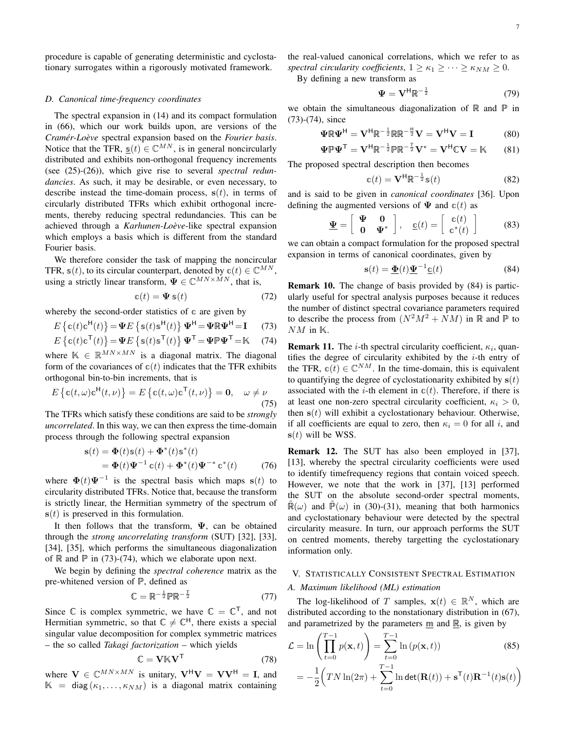procedure is capable of generating deterministic and cyclostationary surrogates within a rigorously motivated framework.

### D. Canonical time-frequency coordinates

The spectral expansion in (14) and its compact formulation in (66), which our work builds upon, are versions of the *Cramér-Loève* spectral expansion based on the *Fourier basis*. Notice that the TFR, $\underline{\mathbb{s}}(t) \in \mathbb{C}^{MN}$, is in general noncircularly distributed and exhibits non-orthogonal frequency increments (see (25)-(26)), which give rise to several *spectral redundancies*. As such, it may be desirable, or even necessary, to describe instead the time-domain process, $\mathbf{s}(t)$, in terms of circularly distributed TFRs which exhibit orthogonal increments, thereby reducing spectral redundancies. This can be achieved through a *Karhunen-Loève*-like spectral expansion which employs a basis which is different from the standard Fourier basis.

We therefore consider the task of mapping the noncircular TFR, $\mathbb{s}(t)$, to its circular counterpart, denoted by $\mathbb{c}(t) \in \mathbb{C}^{MN}$, using a strictly linear transform, $\mathbf{\Psi} \in \mathbb{C}^{MN \times MN}$, that is,

$$\mathbb{c}(t) = \mathbf{\Psi}\, \mathbb{s}(t) \tag{72}$$

whereby the second-order statistics of $\mathbb{c}$ are given by

$$E\left\{\mathbb{c}(t)\mathbb{c}^{\mathsf{H}}(t)\right\} = \mathbf{\Psi} E\left\{\mathbb{s}(t)\mathbb{s}^{\mathsf{H}}(t)\right\} \mathbf{\Psi}^{\mathsf{H}} = \mathbf{\Psi}\mathbb{R}\mathbf{\Psi}^{\mathsf{H}} = \mathbf{I} \tag{73}$$

$$E\left\{\mathbb{c}(t)\mathbb{c}^{\mathsf{T}}(t)\right\} = \mathbf{\Psi} E\left\{\mathbb{s}(t)\mathbb{s}^{\mathsf{T}}(t)\right\} \mathbf{\Psi}^{\mathsf{T}} = \mathbf{\Psi}\mathbb{P}\mathbf{\Psi}^{\mathsf{T}} = \mathbb{K} \tag{74}$$

where $\mathbb{K} \in \mathbb{R}^{MN \times MN}$ is a diagonal matrix. The diagonal form of the covariances of $\mathbb{c}(t)$ indicates that the TFR exhibits orthogonal bin-to-bin increments, that is

$$E\left\{\mathbb{c}(t,\omega)\mathbb{c}^{\mathsf{H}}(t,\nu)\right\} = E\left\{\mathbb{c}(t,\omega)\mathbb{c}^{\mathsf{T}}(t,\nu)\right\} = \mathbf{0}, \quad \omega \neq \nu \tag{75}$$

The TFRs which satisfy these conditions are said to be *strongly uncorrelated*. In this way, we can then express the time-domain process through the following spectral expansion

$$\begin{aligned}\mathbf{s}(t) &= \mathbf{\Phi}(t)\mathbb{s}(t) + \mathbf{\Phi}^*(t)\mathbb{s}^*(t) \\ &= \mathbf{\Phi}(t)\mathbf{\Psi}^{-1}\, \mathbb{c}(t) + \mathbf{\Phi}^*(t)\mathbf{\Psi}^{-*}\, \mathbb{c}^*(t)\end{aligned} \tag{76}$$

where $\mathbf{\Phi}(t)\mathbf{\Psi}^{-1}$ is the spectral basis which maps $\mathbf{s}(t)$ to circularity distributed TFRs. Notice that, because the transform is strictly linear, the Hermitian symmetry of the spectrum of $\mathbf{s}(t)$ is preserved in this formulation.

It then follows that the transform, $\mathbf{\Psi}$, can be obtained through the *strong uncorrelating transform* (SUT) [32], [33], [34], [35], which performs the simultaneous diagonalization of $\mathbb{R}$ and $\mathbb{P}$ in (73)-(74), which we elaborate upon next.

We begin by defining the *spectral coherence* matrix as the pre-whitened version of $\mathbb{P}$, defined as

$$\mathbb{C} = \mathbb{R}^{-\frac{1}{2}}\mathbb{P}\mathbb{R}^{-\frac{\mathsf{T}}{2}} \tag{77}$$

Since $\mathbb{C}$ is complex symmetric, we have $\mathbb{C} = \mathbb{C}^{\mathsf{T}}$, and not Hermitian symmetric, so that $\mathbb{C} \neq \mathbb{C}^{\mathsf{H}}$, there exists a special singular value decomposition for complex symmetric matrices – the so called *Takagi factorization* – which yields

$$\mathbb{C} = \mathbf{V}\mathbb{K}\mathbf{V}^{\mathsf{T}} \tag{78}$$

where $\mathbf{V} \in \mathbb{C}^{MN \times MN}$ is unitary, $\mathbf{V}^{\mathsf{H}}\mathbf{V} = \mathbf{V}\mathbf{V}^{\mathsf{H}} = \mathbf{I}$, and $\mathbb{K} = \mathsf{diag}\left(\kappa_1, \ldots, \kappa_{NM}\right)$ is a diagonal matrix containing the real-valued canonical correlations, which we refer to as *spectral circularity coefficients*, $1 \geq \kappa_1 \geq \cdots \geq \kappa_{NM} \geq 0$.

By defining a new transform as

$$\mathbf{\Psi} = \mathbf{V}^{\mathsf{H}}\mathbb{R}^{-\frac{1}{2}} \tag{79}$$

we obtain the simultaneous diagonalization of $\mathbb{R}$ and $\mathbb{P}$ in (73)-(74), since

$$\mathbf{\Psi}\mathbb{R}\mathbf{\Psi}^{\mathsf{H}} = \mathbf{V}^{\mathsf{H}}\mathbb{R}^{-\frac{1}{2}}\mathbb{R}\mathbb{R}^{-\frac{\mathsf{H}}{2}}\mathbf{V} = \mathbf{V}^{\mathsf{H}}\mathbf{V} = \mathbf{I} \tag{80}$$

$$\mathbf{\Psi}\mathbb{P}\mathbf{\Psi}^{\mathsf{T}} = \mathbf{V}^{\mathsf{H}}\mathbb{R}^{-\frac{1}{2}}\mathbb{P}\mathbb{R}^{-\frac{\mathsf{T}}{2}}\mathbf{V}^* = \mathbf{V}^{\mathsf{H}}\mathbb{C}\mathbf{V} = \mathbb{K} \tag{81}$$

The proposed spectral description then becomes

$$\mathbb{c}(t) = \mathbf{V}^{\mathsf{H}}\mathbb{R}^{-\frac{1}{2}}\mathbb{s}(t) \tag{82}$$

and is said to be given in *canonical coordinates* [36]. Upon defining the augmented versions of $\mathbf{\Psi}$ and $\mathbb{c}(t)$ as

$$\underline{\mathbf{\Psi}} = \begin{bmatrix} \mathbf{\Psi} & \mathbf{0} \\ \mathbf{0} & \mathbf{\Psi}^* \end{bmatrix}, \quad \underline{\mathbb{c}}(t) = \begin{bmatrix} \mathbb{c}(t) \\ \mathbb{c}^*(t) \end{bmatrix} \tag{83}$$

we can obtain a compact formulation for the proposed spectral expansion in terms of canonical coordinates, given by

$$\mathbf{s}(t) = \underline{\mathbf{\Phi}}(t)\underline{\mathbf{\Psi}}^{-1}\underline{\mathbb{c}}(t) \tag{84}$$

**Remark 10.** The change of basis provided by (84) is particularly useful for spectral analysis purposes because it reduces the number of distinct spectral covariance parameters required to describe the process from $(N^2M^2 + NM)$ in $\mathbb{R}$ and $\mathbb{P}$ to $NM$ in $\mathbb{K}$.

**Remark 11.** The $i$-th spectral circularity coefficient, $\kappa_i$, quantifies the degree of circularity exhibited by the $i$-th entry of the TFR, $\mathbb{c}(t) \in \mathbb{C}^{NM}$. In the time-domain, this is equivalent to quantifying the degree of cyclostationarity exhibited by $\mathbf{s}(t)$ associated with the $i$-th element in $\mathbb{c}(t)$. Therefore, if there is at least one non-zero spectral circularity coefficient, $\kappa_i > 0$, then $\mathbf{s}(t)$ will exhibit a cyclostationary behaviour. Otherwise, if all coefficients are equal to zero, then $\kappa_i = 0$ for all $i$, and $\mathbf{s}(t)$ will be WSS.

**Remark 12.** The SUT has also been employed in [37], [13], whereby the spectral circularity coefficients were used to identify timefrequency regions that contain voiced speech. However, we note that the work in [37], [13] performed the SUT on the absolute second-order spectral moments, $\tilde{\mathbb{R}}(\omega)$ and $\tilde{\mathbb{P}}(\omega)$ in (30)-(31), meaning that both harmonics and cyclostationary behaviour were detected by the spectral circularity measure. In turn, our approach performs the SUT on centred moments, thereby targetting the cyclostationary information only.

## V. Statistically Consistent Spectral Estimation

### A. Maximum likelihood (ML) estimation

The log-likelihood of $T$ samples, $\mathbf{x}(t) \in \mathbb{R}^N$, which are distributed according to the nonstationary distribution in (67), and parametrized by the parameters $\underline{\mathbb{m}}$ and $\underline{\mathbb{R}}$, is given by

$$\begin{aligned}\mathcal{L} &= \ln\left(\prod_{t=0}^{T-1} p(\mathbf{x}, t)\right) = \sum_{t=0}^{T-1} \ln\left(p(\mathbf{x}, t)\right) \\ &= -\frac{1}{2}\left(TN\ln(2\pi) + \sum_{t=0}^{T-1} \ln\mathsf{det}(\mathbf{R}(t)) + \mathbf{s}^{\mathsf{T}}(t)\mathbf{R}^{-1}(t)\mathbf{s}(t)\right)\end{aligned} \tag{85}$$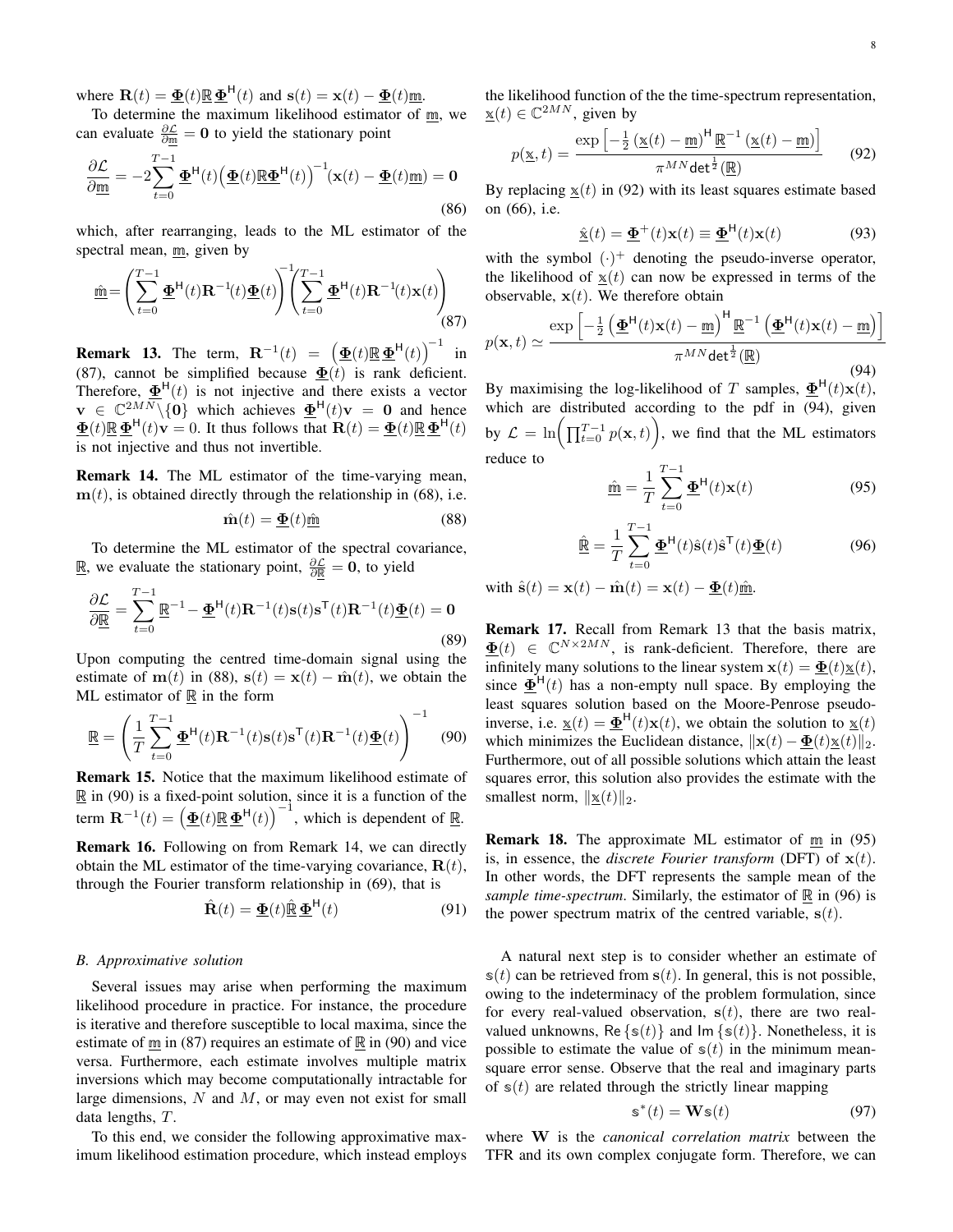where $\mathbf{R}(t) = \underline{\mathbf{\Phi}}(t)\underline{\mathbb{R}}\,\underline{\mathbf{\Phi}}^{\mathsf{H}}(t)$ and $\mathbf{s}(t) = \mathbf{x}(t) - \underline{\mathbf{\Phi}}(t)\underline{\mathbb{m}}$.

To determine the maximum likelihood estimator of $\underline{\mathbb{m}}$, we can evaluate $\frac{\partial \mathcal{L}}{\partial \underline{\mathbb{m}}} = \mathbf{0}$ to yield the stationary point

$$\frac{\partial \mathcal{L}}{\partial \underline{\mathbb{m}}} = -2\sum_{t=0}^{T-1} \underline{\mathbf{\Phi}}^{\mathsf{H}}(t)\Big(\underline{\mathbf{\Phi}}(t)\underline{\mathbb{R}}\underline{\mathbf{\Phi}}^{\mathsf{H}}(t)\Big)^{-1}\!\big(\mathbf{x}(t) - \underline{\mathbf{\Phi}}(t)\underline{\mathbb{m}}\big) = \mathbf{0} \tag{86}$$

which, after rearranging, leads to the ML estimator of the spectral mean, $\underline{\mathbb{m}}$, given by

$$\hat{\underline{\mathbb{m}}} = \left(\sum_{t=0}^{T-1} \underline{\mathbf{\Phi}}^{\mathsf{H}}(t)\mathbf{R}^{-1}(t)\underline{\mathbf{\Phi}}(t)\right)^{-1}\left(\sum_{t=0}^{T-1} \underline{\mathbf{\Phi}}^{\mathsf{H}}(t)\mathbf{R}^{-1}(t)\mathbf{x}(t)\right) \tag{87}$$

**Remark 13.** The term, $\mathbf{R}^{-1}(t) = \left(\underline{\mathbf{\Phi}}(t)\underline{\mathbb{R}}\,\underline{\mathbf{\Phi}}^{\mathsf{H}}(t)\right)^{-1}$ in (87), cannot be simplified because $\underline{\mathbf{\Phi}}(t)$ is rank deficient. Therefore, $\underline{\mathbf{\Phi}}^{\mathsf{H}}(t)$ is not injective and there exists a vector $\mathbf{v} \in \mathbb{C}^{2MN}\backslash\{\mathbf{0}\}$ which achieves $\underline{\mathbf{\Phi}}^{\mathsf{H}}(t)\mathbf{v} = \mathbf{0}$ and hence $\underline{\mathbf{\Phi}}(t)\underline{\mathbb{R}}\,\underline{\mathbf{\Phi}}^{\mathsf{H}}(t)\mathbf{v} = 0$. It thus follows that $\mathbf{R}(t) = \underline{\mathbf{\Phi}}(t)\underline{\mathbb{R}}\,\underline{\mathbf{\Phi}}^{\mathsf{H}}(t)$ is not injective and thus not invertible.

**Remark 14.** The ML estimator of the time-varying mean, $\mathbf{m}(t)$, is obtained directly through the relationship in (68), i.e.

$$\hat{\mathbf{m}}(t) = \underline{\mathbf{\Phi}}(t)\hat{\underline{\mathbb{m}}} \tag{88}$$

To determine the ML estimator of the spectral covariance, $\underline{\mathbb{R}}$, we evaluate the stationary point, $\frac{\partial \mathcal{L}}{\partial \underline{\mathbb{R}}} = \mathbf{0}$, to yield

$$\frac{\partial \mathcal{L}}{\partial \underline{\mathbb{R}}} = \sum_{t=0}^{T-1} \underline{\mathbb{R}}^{-1} - \underline{\mathbf{\Phi}}^{\mathsf{H}}(t)\mathbf{R}^{-1}(t)\mathbf{s}(t)\mathbf{s}^{\mathsf{T}}(t)\mathbf{R}^{-1}(t)\underline{\mathbf{\Phi}}(t) = \mathbf{0} \tag{89}$$

Upon computing the centred time-domain signal using the estimate of $\mathbf{m}(t)$ in (88), $\mathbf{s}(t) = \mathbf{x}(t) - \hat{\mathbf{m}}(t)$, we obtain the ML estimator of $\underline{\mathbb{R}}$ in the form

$$\underline{\mathbb{R}} = \left(\frac{1}{T}\sum_{t=0}^{T-1} \underline{\mathbf{\Phi}}^{\mathsf{H}}(t)\mathbf{R}^{-1}(t)\mathbf{s}(t)\mathbf{s}^{\mathsf{T}}(t)\mathbf{R}^{-1}(t)\underline{\mathbf{\Phi}}(t)\right)^{-1} \tag{90}$$

**Remark 15.** Notice that the maximum likelihood estimate of $\underline{\mathbb{R}}$ in (90) is a fixed-point solution, since it is a function of the term $\mathbf{R}^{-1}(t) = \left(\underline{\mathbf{\Phi}}(t)\underline{\mathbb{R}}\,\underline{\mathbf{\Phi}}^{\mathsf{H}}(t)\right)^{-1}$, which is dependent of $\underline{\mathbb{R}}$.

**Remark 16.** Following on from Remark 14, we can directly obtain the ML estimator of the time-varying covariance, $\mathbf{R}(t)$, through the Fourier transform relationship in (69), that is

$$\hat{\mathbf{R}}(t) = \underline{\mathbf{\Phi}}(t)\hat{\underline{\mathbb{R}}}\,\underline{\mathbf{\Phi}}^{\mathsf{H}}(t) \tag{91}$$

### *B. Approximative solution*

Several issues may arise when performing the maximum likelihood procedure in practice. For instance, the procedure is iterative and therefore susceptible to local maxima, since the estimate of $\underline{\mathbb{m}}$ in (87) requires an estimate of $\underline{\mathbb{R}}$ in (90) and vice versa. Furthermore, each estimate involves multiple matrix inversions which may become computationally intractable for large dimensions, $N$ and $M$, or may even not exist for small data lengths, $T$.

To this end, we consider the following approximative maximum likelihood estimation procedure, which instead employs the likelihood function of the the time-spectrum representation, $\underline{\mathbb{x}}(t) \in \mathbb{C}^{2MN}$, given by

$$p(\underline{\mathbb{x}}, t) = \frac{\exp\left[-\frac{1}{2}\left(\underline{\mathbb{x}}(t) - \underline{\mathbb{m}}\right)^{\mathsf{H}}\underline{\mathbb{R}}^{-1}\left(\underline{\mathbb{x}}(t) - \underline{\mathbb{m}}\right)\right]}{\pi^{MN}\mathsf{det}^{\frac{1}{2}}(\underline{\mathbb{R}})} \tag{92}$$

By replacing $\underline{\mathbb{x}}(t)$ in (92) with its least squares estimate based on (66), i.e.

$$\hat{\underline{\mathbb{x}}}(t) = \underline{\mathbf{\Phi}}^{+}(t)\mathbf{x}(t) \equiv \underline{\mathbf{\Phi}}^{\mathsf{H}}(t)\mathbf{x}(t) \tag{93}$$

with the symbol $(\cdot)^{+}$ denoting the pseudo-inverse operator, the likelihood of $\underline{\mathbb{x}}(t)$ can now be expressed in terms of the observable, $\mathbf{x}(t)$. We therefore obtain

$$p(\mathbf{x}, t) \simeq \frac{\exp\left[-\frac{1}{2}\left(\underline{\mathbf{\Phi}}^{\mathsf{H}}(t)\mathbf{x}(t) - \underline{\mathbb{m}}\right)^{\mathsf{H}}\underline{\mathbb{R}}^{-1}\left(\underline{\mathbf{\Phi}}^{\mathsf{H}}(t)\mathbf{x}(t) - \underline{\mathbb{m}}\right)\right]}{\pi^{MN}\mathsf{det}^{\frac{1}{2}}(\underline{\mathbb{R}})} \tag{94}$$

By maximising the log-likelihood of $T$ samples, $\underline{\mathbf{\Phi}}^{\mathsf{H}}(t)\mathbf{x}(t)$, which are distributed according to the pdf in (94), given by $\mathcal{L} = \ln\Big(\prod_{t=0}^{T-1} p(\mathbf{x}, t)\Big)$, we find that the ML estimators reduce to

$$\hat{\underline{\mathbb{m}}} = \frac{1}{T}\sum_{t=0}^{T-1} \underline{\mathbf{\Phi}}^{\mathsf{H}}(t)\mathbf{x}(t) \tag{95}$$

$$\hat{\underline{\mathbb{R}}} = \frac{1}{T}\sum_{t=0}^{T-1} \underline{\mathbf{\Phi}}^{\mathsf{H}}(t)\hat{\mathbf{s}}(t)\hat{\mathbf{s}}^{\mathsf{T}}(t)\underline{\mathbf{\Phi}}(t) \tag{96}$$

with $\hat{\mathbf{s}}(t) = \mathbf{x}(t) - \hat{\mathbf{m}}(t) = \mathbf{x}(t) - \underline{\mathbf{\Phi}}(t)\hat{\underline{\mathbb{m}}}$.

**Remark 17.** Recall from Remark 13 that the basis matrix, $\underline{\mathbf{\Phi}}(t) \in \mathbb{C}^{N\times 2MN}$, is rank-deficient. Therefore, there are infinitely many solutions to the linear system $\mathbf{x}(t) = \underline{\mathbf{\Phi}}(t)\underline{\mathbb{x}}(t)$, since $\underline{\mathbf{\Phi}}^{\mathsf{H}}(t)$ has a non-empty null space. By employing the least squares solution based on the Moore-Penrose pseudo-inverse, i.e. $\underline{\mathbb{x}}(t) = \underline{\mathbf{\Phi}}^{\mathsf{H}}(t)\mathbf{x}(t)$, we obtain the solution to $\underline{\mathbb{x}}(t)$ which minimizes the Euclidean distance, $\|\mathbf{x}(t) - \underline{\mathbf{\Phi}}(t)\underline{\mathbb{x}}(t)\|_2$. Furthermore, out of all possible solutions which attain the least squares error, this solution also provides the estimate with the smallest norm, $\|\underline{\mathbb{x}}(t)\|_2$.

**Remark 18.** The approximate ML estimator of $\underline{\mathbb{m}}$ in (95) is, in essence, the *discrete Fourier transform* (DFT) of $\mathbf{x}(t)$. In other words, the DFT represents the sample mean of the *sample time-spectrum*. Similarly, the estimator of $\underline{\mathbb{R}}$ in (96) is the power spectrum matrix of the centred variable, $\mathbf{s}(t)$.

A natural next step is to consider whether an estimate of $\mathbb{s}(t)$ can be retrieved from $\mathbf{s}(t)$. In general, this is not possible, owing to the indeterminacy of the problem formulation, since for every real-valued observation, $\mathbf{s}(t)$, there are two real-valued unknowns, $\mathsf{Re}\{\mathbb{s}(t)\}$ and $\mathsf{Im}\{\mathbb{s}(t)\}$. Nonetheless, it is possible to estimate the value of $\mathbb{s}(t)$ in the minimum mean-square error sense. Observe that the real and imaginary parts of $\mathbb{s}(t)$ are related through the strictly linear mapping

$$\mathbb{s}^{*}(t) = \mathbf{W}\mathbb{s}(t) \tag{97}$$

where $\mathbf{W}$ is the *canonical correlation matrix* between the TFR and its own complex conjugate form. Therefore, we can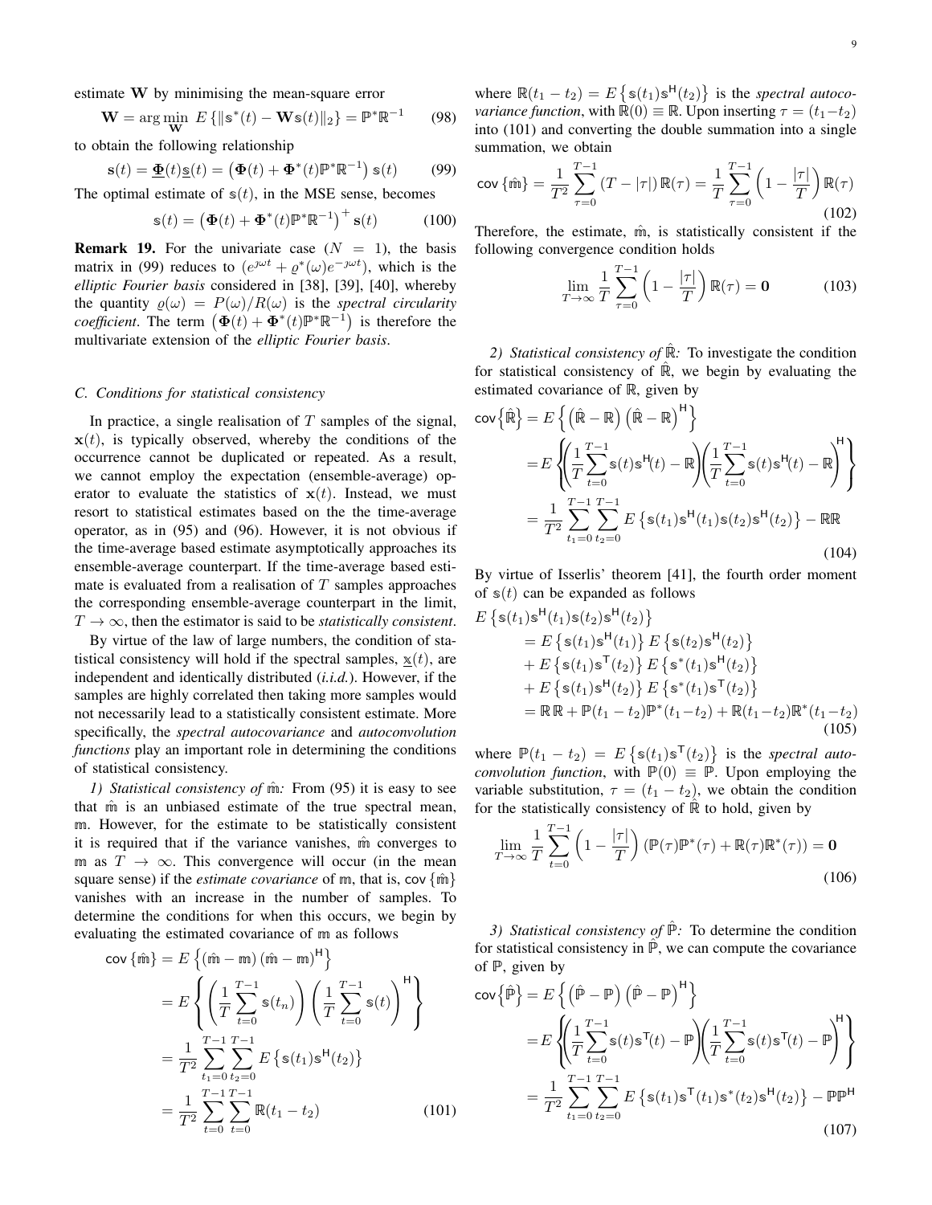estimate $\mathbf{W}$ by minimising the mean-square error

$$\mathbf{W} = \arg\min_{\mathbf{W}} \; E\left\{\|\mathbb{s}^*(t) - \mathbf{W}\mathbb{s}(t)\|_2\right\} = \mathbb{P}^*\mathbb{R}^{-1} \tag{98}$$

to obtain the following relationship

$$\mathbf{s}(t) = \underline{\mathbf{\Phi}}(t)\underline{\mathbb{s}}(t) = \left(\mathbf{\Phi}(t) + \mathbf{\Phi}^*(t)\mathbb{P}^*\mathbb{R}^{-1}\right)\mathbb{s}(t) \tag{99}$$

The optimal estimate of $\mathbb{s}(t)$, in the MSE sense, becomes

$$\mathbb{s}(t) = \left(\mathbf{\Phi}(t) + \mathbf{\Phi}^*(t)\mathbb{P}^*\mathbb{R}^{-1}\right)^+\mathbf{s}(t) \tag{100}$$

**Remark 19.** For the univariate case ($N = 1$), the basis matrix in (99) reduces to $(e^{\jmath\omega t} + \varrho^*(\omega)e^{-\jmath\omega t})$, which is the *elliptic Fourier basis* considered in [38], [39], [40], whereby the quantity $\varrho(\omega) = P(\omega)/R(\omega)$ is the *spectral circularity coefficient*. The term $\left(\mathbf{\Phi}(t) + \mathbf{\Phi}^*(t)\mathbb{P}^*\mathbb{R}^{-1}\right)$ is therefore the multivariate extension of the *elliptic Fourier basis*.

### C. Conditions for statistical consistency

In practice, a single realisation of $T$ samples of the signal, $\mathbf{x}(t)$, is typically observed, whereby the conditions of the occurrence cannot be duplicated or repeated. As a result, we cannot employ the expectation (ensemble-average) operator to evaluate the statistics of $\mathbf{x}(t)$. Instead, we must resort to statistical estimates based on the the time-average operator, as in (95) and (96). However, it is not obvious if the time-average based estimate asymptotically approaches its ensemble-average counterpart. If the time-average based estimate is evaluated from a realisation of $T$ samples approaches the corresponding ensemble-average counterpart in the limit, $T \to \infty$, then the estimator is said to be *statistically consistent*.

By virtue of the law of large numbers, the condition of statistical consistency will hold if the spectral samples, $\underline{\mathbb{x}}(t)$, are independent and identically distributed (*i.i.d.*). However, if the samples are highly correlated then taking more samples would not necessarily lead to a statistically consistent estimate. More specifically, the *spectral autocovariance* and *autoconvolution functions* play an important role in determining the conditions of statistical consistency.

*1) Statistical consistency of $\hat{\mathbb{m}}$:* From (95) it is easy to see that $\hat{\mathbb{m}}$ is an unbiased estimate of the true spectral mean, $\mathbb{m}$. However, for the estimate to be statistically consistent it is required that if the variance vanishes, $\hat{\mathbb{m}}$ converges to $\mathbb{m}$ as $T \to \infty$. This convergence will occur (in the mean square sense) if the *estimate covariance* of $\mathbb{m}$, that is, $\mathsf{cov}\left\{\hat{\mathbb{m}}\right\}$ vanishes with an increase in the number of samples. To determine the conditions for when this occurs, we begin by evaluating the estimated covariance of $\mathbb{m}$ as follows

$$\begin{aligned}
\mathsf{cov}\left\{\hat{\mathbb{m}}\right\} &= E\left\{\left(\hat{\mathbb{m}} - \mathbb{m}\right)\left(\hat{\mathbb{m}} - \mathbb{m}\right)^{\mathsf{H}}\right\} \\
&= E\left\{\left(\frac{1}{T}\sum_{t=0}^{T-1}\mathbb{s}(t_n)\right)\left(\frac{1}{T}\sum_{t=0}^{T-1}\mathbb{s}(t)\right)^{\mathsf{H}}\right\} \\
&= \frac{1}{T^2}\sum_{t_1=0}^{T-1}\sum_{t_2=0}^{T-1}E\left\{\mathbb{s}(t_1)\mathbb{s}^{\mathsf{H}}(t_2)\right\} \\
&= \frac{1}{T^2}\sum_{t=0}^{T-1}\sum_{t=0}^{T-1}\mathbb{R}(t_1 - t_2)
\end{aligned} \tag{101}$$

where $\mathbb{R}(t_1 - t_2) = E\left\{\mathbb{s}(t_1)\mathbb{s}^{\mathsf{H}}(t_2)\right\}$ is the *spectral autocovariance function*, with $\mathbb{R}(0) \equiv \mathbb{R}$. Upon inserting $\tau = (t_1 - t_2)$ into (101) and converting the double summation into a single summation, we obtain

$$\mathsf{cov}\left\{\hat{\mathbb{m}}\right\} = \frac{1}{T^2}\sum_{\tau=0}^{T-1}\left(T - |\tau|\right)\mathbb{R}(\tau) = \frac{1}{T}\sum_{\tau=0}^{T-1}\left(1 - \frac{|\tau|}{T}\right)\mathbb{R}(\tau) \tag{102}$$

Therefore, the estimate, $\hat{\mathbb{m}}$, is statistically consistent if the following convergence condition holds

$$\lim_{T\to\infty}\frac{1}{T}\sum_{\tau=0}^{T-1}\left(1 - \frac{|\tau|}{T}\right)\mathbb{R}(\tau) = \mathbf{0} \tag{103}$$

*2) Statistical consistency of $\hat{\mathbb{R}}$:* To investigate the condition for statistical consistency of $\hat{\mathbb{R}}$, we begin by evaluating the estimated covariance of $\mathbb{R}$, given by

$$\begin{aligned}
\mathsf{cov}\left\{\hat{\mathbb{R}}\right\} &= E\left\{\left(\hat{\mathbb{R}} - \mathbb{R}\right)\left(\hat{\mathbb{R}} - \mathbb{R}\right)^{\mathsf{H}}\right\} \\
&= E\left\{\left(\frac{1}{T}\sum_{t=0}^{T-1}\mathbb{s}(t)\mathbb{s}^{\mathsf{H}}(t) - \mathbb{R}\right)\left(\frac{1}{T}\sum_{t=0}^{T-1}\mathbb{s}(t)\mathbb{s}^{\mathsf{H}}(t) - \mathbb{R}\right)^{\mathsf{H}}\right\} \\
&= \frac{1}{T^2}\sum_{t_1=0}^{T-1}\sum_{t_2=0}^{T-1}E\left\{\mathbb{s}(t_1)\mathbb{s}^{\mathsf{H}}(t_1)\mathbb{s}(t_2)\mathbb{s}^{\mathsf{H}}(t_2)\right\} - \mathbb{R}\mathbb{R}
\end{aligned} \tag{104}$$

By virtue of Isserlis' theorem [41], the fourth order moment of $\mathbb{s}(t)$ can be expanded as follows

$$\begin{aligned}
&E\left\{\mathbb{s}(t_1)\mathbb{s}^{\mathsf{H}}(t_1)\mathbb{s}(t_2)\mathbb{s}^{\mathsf{H}}(t_2)\right\} \\
&\quad= E\left\{\mathbb{s}(t_1)\mathbb{s}^{\mathsf{H}}(t_1)\right\}E\left\{\mathbb{s}(t_2)\mathbb{s}^{\mathsf{H}}(t_2)\right\} \\
&\quad+ E\left\{\mathbb{s}(t_1)\mathbb{s}^{\mathsf{T}}(t_2)\right\}E\left\{\mathbb{s}^*(t_1)\mathbb{s}^{\mathsf{H}}(t_2)\right\} \\
&\quad+ E\left\{\mathbb{s}(t_1)\mathbb{s}^{\mathsf{H}}(t_2)\right\}E\left\{\mathbb{s}^*(t_1)\mathbb{s}^{\mathsf{T}}(t_2)\right\} \\
&\quad= \mathbb{R}\mathbb{R} + \mathbb{P}(t_1 - t_2)\mathbb{P}^*(t_1 - t_2) + \mathbb{R}(t_1 - t_2)\mathbb{R}^*(t_1 - t_2)
\end{aligned} \tag{105}$$

where $\mathbb{P}(t_1 - t_2) = E\left\{\mathbb{s}(t_1)\mathbb{s}^{\mathsf{T}}(t_2)\right\}$ is the *spectral autoconvolution function*, with $\mathbb{P}(0) \equiv \mathbb{P}$. Upon employing the variable substitution, $\tau = (t_1 - t_2)$, we obtain the condition for the statistically consistency of $\hat{\mathbb{R}}$ to hold, given by

$$\lim_{T\to\infty}\frac{1}{T}\sum_{t=0}^{T-1}\left(1 - \frac{|\tau|}{T}\right)\left(\mathbb{P}(\tau)\mathbb{P}^*(\tau) + \mathbb{R}(\tau)\mathbb{R}^*(\tau)\right) = \mathbf{0} \tag{106}$$

*3) Statistical consistency of $\hat{\mathbb{P}}$:* To determine the condition for statistical consistency in $\hat{\mathbb{P}}$, we can compute the covariance of $\mathbb{P}$, given by

$$\begin{aligned}
\mathsf{cov}\left\{\hat{\mathbb{P}}\right\} &= E\left\{\left(\hat{\mathbb{P}} - \mathbb{P}\right)\left(\hat{\mathbb{P}} - \mathbb{P}\right)^{\mathsf{H}}\right\} \\
&= E\left\{\left(\frac{1}{T}\sum_{t=0}^{T-1}\mathbb{s}(t)\mathbb{s}^{\mathsf{T}}(t) - \mathbb{P}\right)\left(\frac{1}{T}\sum_{t=0}^{T-1}\mathbb{s}(t)\mathbb{s}^{\mathsf{T}}(t) - \mathbb{P}\right)^{\mathsf{H}}\right\} \\
&= \frac{1}{T^2}\sum_{t_1=0}^{T-1}\sum_{t_2=0}^{T-1}E\left\{\mathbb{s}(t_1)\mathbb{s}^{\mathsf{T}}(t_1)\mathbb{s}^*(t_2)\mathbb{s}^{\mathsf{H}}(t_2)\right\} - \mathbb{P}\mathbb{P}^{\mathsf{H}}
\end{aligned} \tag{107}$$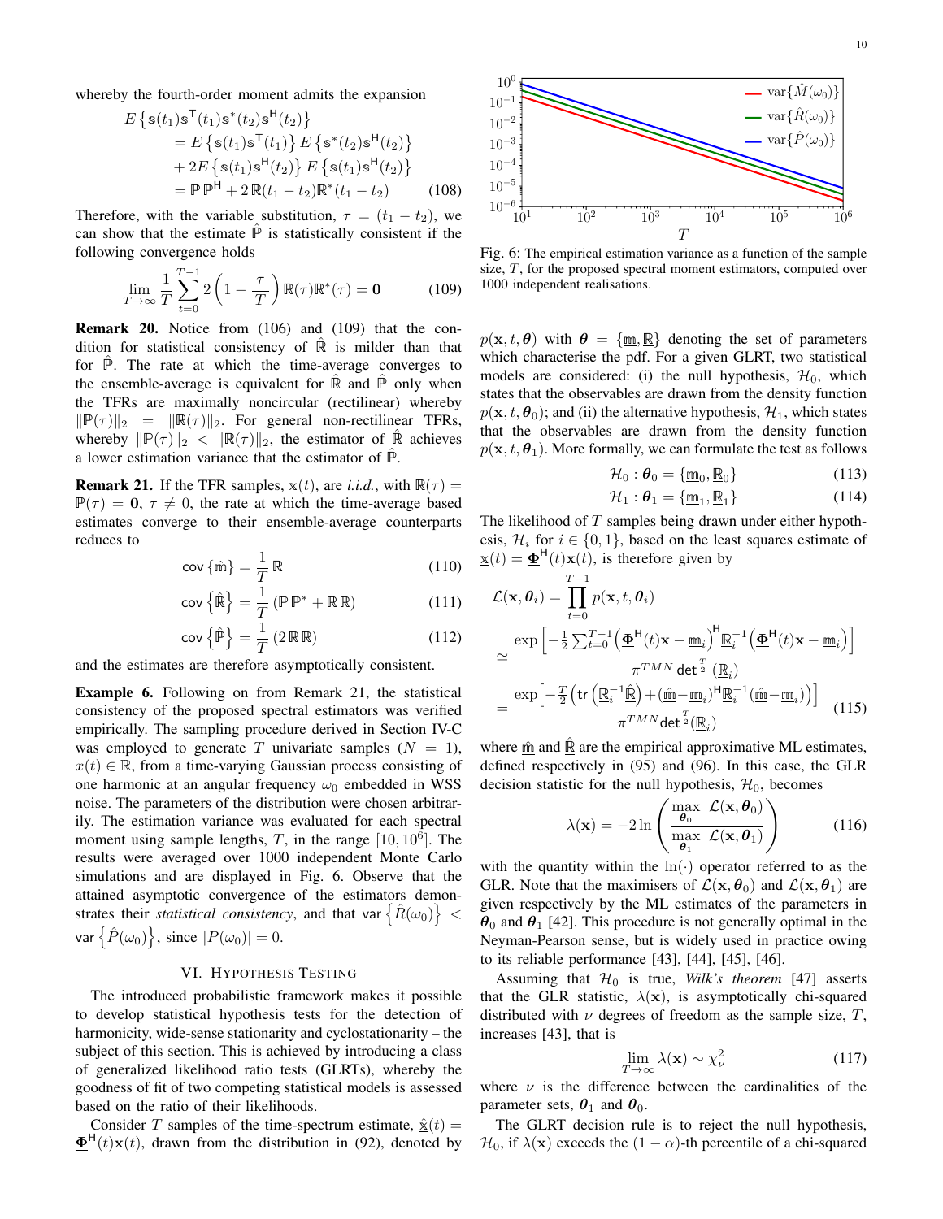whereby the fourth-order moment admits the expansion

$$\begin{aligned}
E\left\{\mathbb{s}(t_1)\mathbb{s}^{\mathsf{T}}(t_1)\mathbb{s}^*(t_2)\mathbb{s}^{\mathsf{H}}(t_2)\right\} \\
&= E\left\{\mathbb{s}(t_1)\mathbb{s}^{\mathsf{T}}(t_1)\right\} E\left\{\mathbb{s}^*(t_2)\mathbb{s}^{\mathsf{H}}(t_2)\right\} \\
&+ 2E\left\{\mathbb{s}(t_1)\mathbb{s}^{\mathsf{H}}(t_2)\right\} E\left\{\mathbb{s}(t_1)\mathbb{s}^{\mathsf{H}}(t_2)\right\} \\
&= \mathbb{P}\,\mathbb{P}^{\mathsf{H}} + 2\,\mathbb{R}(t_1-t_2)\mathbb{R}^*(t_1-t_2)
\end{aligned} \tag{108}$$

Therefore, with the variable substitution, $\tau = (t_1 - t_2)$, we can show that the estimate $\hat{\mathbb{P}}$ is statistically consistent if the following convergence holds

$$\lim_{T\to\infty} \frac{1}{T}\sum_{t=0}^{T-1} 2\left(1-\frac{|\tau|}{T}\right)\mathbb{R}(\tau)\mathbb{R}^*(\tau) = \mathbf{0} \tag{109}$$

**Remark 20.** Notice from (106) and (109) that the condition for statistical consistency of $\hat{\mathbb{R}}$ is milder than that for $\hat{\mathbb{P}}$. The rate at which the time-average converges to the ensemble-average is equivalent for $\hat{\mathbb{R}}$ and $\hat{\mathbb{P}}$ only when the TFRs are maximally noncircular (rectilinear) whereby $\|\mathbb{P}(\tau)\|_2 = \|\mathbb{R}(\tau)\|_2$. For general non-rectilinear TFRs, whereby $\|\mathbb{P}(\tau)\|_2 < \|\mathbb{R}(\tau)\|_2$, the estimator of $\hat{\mathbb{R}}$ achieves a lower estimation variance that the estimator of $\hat{\mathbb{P}}$.

**Remark 21.** If the TFR samples, $\mathbb{x}(t)$, are *i.i.d.*, with $\mathbb{R}(\tau) = \mathbb{P}(\tau) = \mathbf{0}$, $\tau \neq 0$, the rate at which the time-average based estimates converge to their ensemble-average counterparts reduces to

$$\mathsf{cov}\left\{\hat{\mathbb{m}}\right\} = \frac{1}{T}\,\mathbb{R} \tag{110}$$

$$\mathsf{cov}\left\{\hat{\mathbb{R}}\right\} = \frac{1}{T}\left(\mathbb{P}\,\mathbb{P}^* + \mathbb{R}\,\mathbb{R}\right) \tag{111}$$

$$\mathsf{cov}\left\{\hat{\mathbb{P}}\right\} = \frac{1}{T}\left(2\,\mathbb{R}\,\mathbb{R}\right) \tag{112}$$

and the estimates are therefore asymptotically consistent.

**Example 6.** Following on from Remark 21, the statistical consistency of the proposed spectral estimators was verified empirically. The sampling procedure derived in Section IV-C was employed to generate $T$ univariate samples ($N = 1$), $x(t) \in \mathbb{R}$, from a time-varying Gaussian process consisting of one harmonic at an angular frequency $\omega_0$ embedded in WSS noise. The parameters of the distribution were chosen arbitrarily. The estimation variance was evaluated for each spectral moment using sample lengths, $T$, in the range $[10, 10^6]$. The results were averaged over 1000 independent Monte Carlo simulations and are displayed in Fig. 6. Observe that the attained asymptotic convergence of the estimators demonstrates their *statistical consistency*, and that $\mathsf{var}\left\{\hat{R}(\omega_0)\right\} < \mathsf{var}\left\{\hat{P}(\omega_0)\right\}$, since $|P(\omega_0)| = 0$.

Fig. 6: The empirical estimation variance as a function of the sample size, $T$, for the proposed spectral moment estimators, computed over 1000 independent realisations.

## VI. Hypothesis Testing

The introduced probabilistic framework makes it possible to develop statistical hypothesis tests for the detection of harmonicity, wide-sense stationarity and cyclostationarity – the subject of this section. This is achieved by introducing a class of generalized likelihood ratio tests (GLRTs), whereby the goodness of fit of two competing statistical models is assessed based on the ratio of their likelihoods.

Consider $T$ samples of the time-spectrum estimate, $\hat{\underline{\mathbb{x}}}(t) = \underline{\mathbf{\Phi}}^{\mathsf{H}}(t)\mathbf{x}(t)$, drawn from the distribution in (92), denoted by $p(\mathbf{x}, t, \boldsymbol{\theta})$ with $\boldsymbol{\theta} = \{\underline{\mathbb{m}}, \underline{\mathbb{R}}\}$ denoting the set of parameters which characterise the pdf. For a given GLRT, two statistical models are considered: (i) the null hypothesis, $\mathcal{H}_0$, which states that the observables are drawn from the density function $p(\mathbf{x}, t, \boldsymbol{\theta}_0)$; and (ii) the alternative hypothesis, $\mathcal{H}_1$, which states that the observables are drawn from the density function $p(\mathbf{x}, t, \boldsymbol{\theta}_1)$. More formally, we can formulate the test as follows

$$\mathcal{H}_0 : \boldsymbol{\theta}_0 = \{\underline{\mathbb{m}}_0, \underline{\mathbb{R}}_0\} \tag{113}$$

$$\mathcal{H}_1 : \boldsymbol{\theta}_1 = \{\underline{\mathbb{m}}_1, \underline{\mathbb{R}}_1\} \tag{114}$$

The likelihood of $T$ samples being drawn under either hypothesis, $\mathcal{H}_i$ for $i \in \{0, 1\}$, based on the least squares estimate of $\underline{\mathbb{x}}(t) = \underline{\mathbf{\Phi}}^{\mathsf{H}}(t)\mathbf{x}(t)$, is therefore given by

$$\begin{aligned}
\mathcal{L}(\mathbf{x}, \boldsymbol{\theta}_i) &= \prod_{t=0}^{T-1} p(\mathbf{x}, t, \boldsymbol{\theta}_i) \\
&\simeq \frac{\exp\left[-\frac{1}{2}\sum_{t=0}^{T-1}\left(\underline{\mathbf{\Phi}}^{\mathsf{H}}(t)\mathbf{x} - \underline{\mathbb{m}}_i\right)^{\mathsf{H}}\underline{\mathbb{R}}_i^{-1}\left(\underline{\mathbf{\Phi}}^{\mathsf{H}}(t)\mathbf{x} - \underline{\mathbb{m}}_i\right)\right]}{\pi^{TMN}\,\mathsf{det}^{\frac{T}{2}}\left(\underline{\mathbb{R}}_i\right)} \\
&= \frac{\exp\left[-\frac{T}{2}\left(\mathsf{tr}\left(\underline{\mathbb{R}}_i^{-1}\hat{\underline{\mathbb{R}}}\right) + (\hat{\underline{\mathbb{m}}} - \underline{\mathbb{m}}_i)^{\mathsf{H}}\underline{\mathbb{R}}_i^{-1}(\hat{\underline{\mathbb{m}}} - \underline{\mathbb{m}}_i)\right)\right]}{\pi^{TMN}\mathsf{det}^{\frac{T}{2}}(\underline{\mathbb{R}}_i)}
\end{aligned} \tag{115}$$

where $\hat{\underline{\mathbb{m}}}$ and $\hat{\underline{\mathbb{R}}}$ are the empirical approximative ML estimates, defined respectively in (95) and (96). In this case, the GLR decision statistic for the null hypothesis, $\mathcal{H}_0$, becomes

$$\lambda(\mathbf{x}) = -2\ln\left(\frac{\max\limits_{\boldsymbol{\theta}_0}\ \mathcal{L}(\mathbf{x}, \boldsymbol{\theta}_0)}{\max\limits_{\boldsymbol{\theta}_1}\ \mathcal{L}(\mathbf{x}, \boldsymbol{\theta}_1)}\right) \tag{116}$$

with the quantity within the $\ln(\cdot)$ operator referred to as the GLR. Note that the maximisers of $\mathcal{L}(\mathbf{x}, \boldsymbol{\theta}_0)$ and $\mathcal{L}(\mathbf{x}, \boldsymbol{\theta}_1)$ are given respectively by the ML estimates of the parameters in $\boldsymbol{\theta}_0$ and $\boldsymbol{\theta}_1$ [42]. This procedure is not generally optimal in the Neyman-Pearson sense, but is widely used in practice owing to its reliable performance [43], [44], [45], [46].

Assuming that $\mathcal{H}_0$ is true, *Wilk's theorem* [47] asserts that the GLR statistic, $\lambda(\mathbf{x})$, is asymptotically chi-squared distributed with $\nu$ degrees of freedom as the sample size, $T$, increases [43], that is

$$\lim_{T\to\infty} \lambda(\mathbf{x}) \sim \chi^2_\nu \tag{117}$$

where $\nu$ is the difference between the cardinalities of the parameter sets, $\boldsymbol{\theta}_1$ and $\boldsymbol{\theta}_0$.

The GLRT decision rule is to reject the null hypothesis, $\mathcal{H}_0$, if $\lambda(\mathbf{x})$ exceeds the $(1-\alpha)$-th percentile of a chi-squared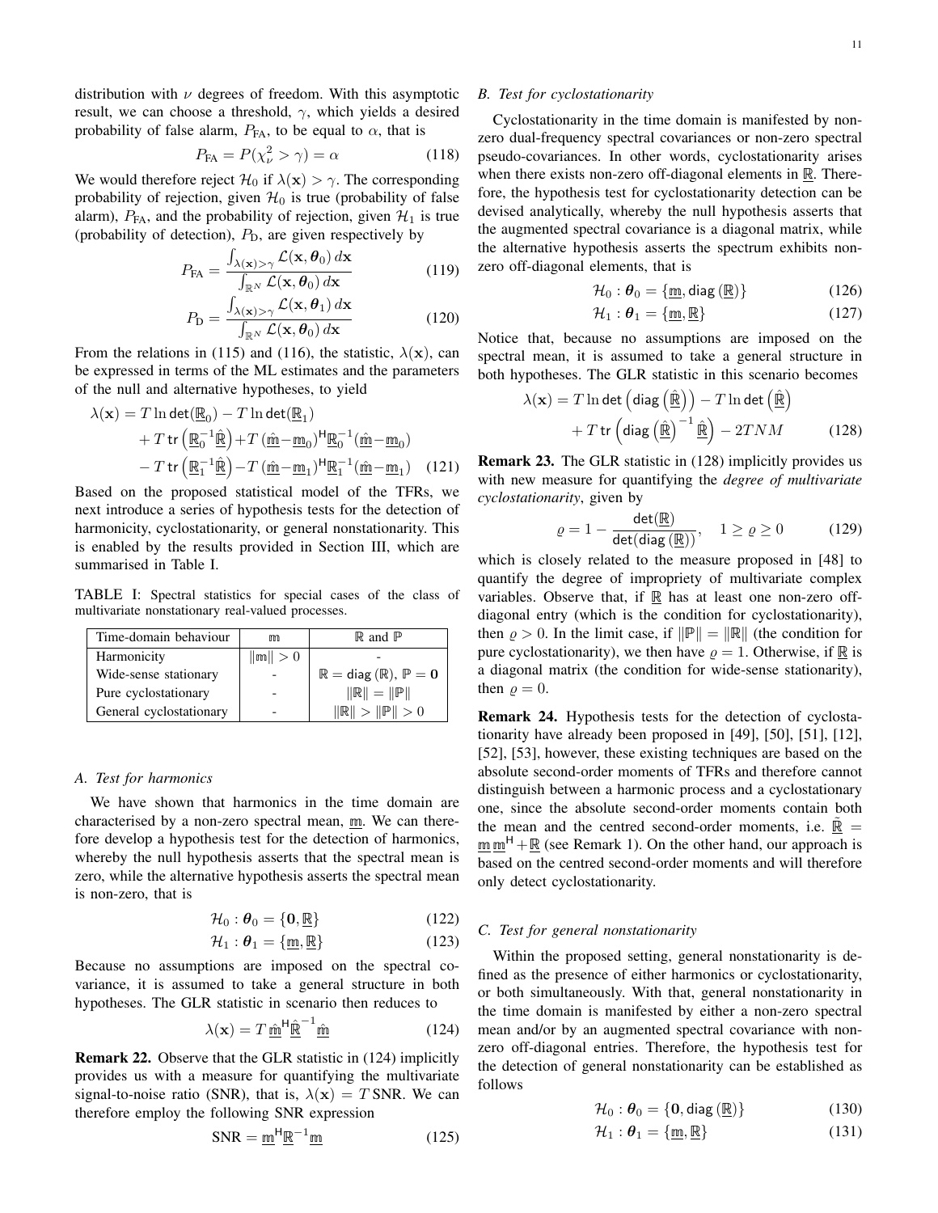distribution with $\nu$ degrees of freedom. With this asymptotic result, we can choose a threshold, $\gamma$, which yields a desired probability of false alarm, $P_{\text{FA}}$, to be equal to $\alpha$, that is

$$P_{\text{FA}} = P(\chi^2_\nu > \gamma) = \alpha \tag{118}$$

We would therefore reject $\mathcal{H}_0$ if $\lambda(\mathbf{x}) > \gamma$. The corresponding probability of rejection, given $\mathcal{H}_0$ is true (probability of false alarm), $P_{\text{FA}}$, and the probability of rejection, given $\mathcal{H}_1$ is true (probability of detection), $P_{\text{D}}$, are given respectively by

$$P_{\text{FA}} = \frac{\int_{\lambda(\mathbf{x})>\gamma} \mathcal{L}(\mathbf{x}, \boldsymbol{\theta}_0)\, d\mathbf{x}}{\int_{\mathbb{R}^N} \mathcal{L}(\mathbf{x}, \boldsymbol{\theta}_0)\, d\mathbf{x}} \tag{119}$$

$$P_{\text{D}} = \frac{\int_{\lambda(\mathbf{x})>\gamma} \mathcal{L}(\mathbf{x}, \boldsymbol{\theta}_1)\, d\mathbf{x}}{\int_{\mathbb{R}^N} \mathcal{L}(\mathbf{x}, \boldsymbol{\theta}_0)\, d\mathbf{x}} \tag{120}$$

From the relations in (115) and (116), the statistic, $\lambda(\mathbf{x})$, can be expressed in terms of the ML estimates and the parameters of the null and alternative hypotheses, to yield

$$\begin{aligned}\lambda(\mathbf{x}) &= T \ln \det(\underline{\mathbb{R}}_0) - T \ln \det(\underline{\mathbb{R}}_1) \\ &+ T\, \mathrm{tr}\left(\underline{\mathbb{R}}_0^{-1}\hat{\underline{\mathbb{R}}}\right) + T\,(\hat{\underline{\mathbb{m}}} - \underline{\mathbb{m}}_0)^{\mathsf{H}}\underline{\mathbb{R}}_0^{-1}(\hat{\underline{\mathbb{m}}} - \underline{\mathbb{m}}_0) \\ &- T\, \mathrm{tr}\left(\underline{\mathbb{R}}_1^{-1}\hat{\underline{\mathbb{R}}}\right) - T\,(\hat{\underline{\mathbb{m}}} - \underline{\mathbb{m}}_1)^{\mathsf{H}}\underline{\mathbb{R}}_1^{-1}(\hat{\underline{\mathbb{m}}} - \underline{\mathbb{m}}_1)\end{aligned} \tag{121}$$

Based on the proposed statistical model of the TFRs, we next introduce a series of hypothesis tests for the detection of harmonicity, cyclostationarity, or general nonstationarity. This is enabled by the results provided in Section III, which are summarised in Table I.

TABLE I: Spectral statistics for special cases of the class of multivariate nonstationary real-valued processes.

| Time-domain behaviour | $\mathbb{m}$ | $\mathbb{R}$ and $\mathbb{P}$ |
|---|---|---|
| Harmonicity | $\\|\mathbb{m}\\| > 0$ | - |
| Wide-sense stationary | - | $\mathbb{R} = \mathrm{diag}(\mathbb{R})$, $\mathbb{P} = \mathbf{0}$ |
| Pure cyclostationary | - | $\\|\mathbb{R}\\| = \\|\mathbb{P}\\|$ |
| General cyclostationary | - | $\\|\mathbb{R}\\| > \\|\mathbb{P}\\| > 0$ |

### A. Test for harmonics

We have shown that harmonics in the time domain are characterised by a non-zero spectral mean, $\underline{\mathbb{m}}$. We can therefore develop a hypothesis test for the detection of harmonics, whereby the null hypothesis asserts that the spectral mean is zero, while the alternative hypothesis asserts the spectral mean is non-zero, that is

$$\mathcal{H}_0 : \boldsymbol{\theta}_0 = \{\mathbf{0}, \underline{\mathbb{R}}\} \tag{122}$$

$$\mathcal{H}_1 : \boldsymbol{\theta}_1 = \{\underline{\mathbb{m}}, \underline{\mathbb{R}}\} \tag{123}$$

Because no assumptions are imposed on the spectral covariance, it is assumed to take a general structure in both hypotheses. The GLR statistic in scenario then reduces to

$$\lambda(\mathbf{x}) = T\, \hat{\underline{\mathbb{m}}}^{\mathsf{H}} \hat{\underline{\mathbb{R}}}^{-1} \hat{\underline{\mathbb{m}}} \tag{124}$$

**Remark 22.** Observe that the GLR statistic in (124) implicitly provides us with a measure for quantifying the multivariate signal-to-noise ratio (SNR), that is, $\lambda(\mathbf{x}) = T\,\text{SNR}$. We can therefore employ the following SNR expression

$$\text{SNR} = \underline{\mathbb{m}}^{\mathsf{H}} \underline{\mathbb{R}}^{-1} \underline{\mathbb{m}} \tag{125}$$

### B. Test for cyclostationarity

Cyclostationarity in the time domain is manifested by non-zero dual-frequency spectral covariances or non-zero spectral pseudo-covariances. In other words, cyclostationarity arises when there exists non-zero off-diagonal elements in $\underline{\mathbb{R}}$. Therefore, the hypothesis test for cyclostationarity detection can be devised analytically, whereby the null hypothesis asserts that the augmented spectral covariance is a diagonal matrix, while the alternative hypothesis asserts the spectrum exhibits non-zero off-diagonal elements, that is

$$\mathcal{H}_0 : \boldsymbol{\theta}_0 = \{\underline{\mathbb{m}}, \mathrm{diag}\,(\underline{\mathbb{R}})\} \tag{126}$$

$$\mathcal{H}_1 : \boldsymbol{\theta}_1 = \{\underline{\mathbb{m}}, \underline{\mathbb{R}}\} \tag{127}$$

Notice that, because no assumptions are imposed on the spectral mean, it is assumed to take a general structure in both hypotheses. The GLR statistic in this scenario becomes

$$\begin{aligned}\lambda(\mathbf{x}) &= T \ln \det\left(\mathrm{diag}\left(\hat{\underline{\mathbb{R}}}\right)\right) - T \ln \det\left(\hat{\underline{\mathbb{R}}}\right) \\ &+ T\, \mathrm{tr}\left(\mathrm{diag}\left(\hat{\underline{\mathbb{R}}}\right)^{-1} \hat{\underline{\mathbb{R}}}\right) - 2TNM\end{aligned} \tag{128}$$

**Remark 23.** The GLR statistic in (128) implicitly provides us with new measure for quantifying the *degree of multivariate cyclostationarity*, given by

$$\varrho = 1 - \frac{\det(\underline{\mathbb{R}})}{\det(\mathrm{diag}\,(\underline{\mathbb{R}}))}, \quad 1 \geq \varrho \geq 0 \tag{129}$$

which is closely related to the measure proposed in [48] to quantify the degree of impropriety of multivariate complex variables. Observe that, if $\underline{\mathbb{R}}$ has at least one non-zero off-diagonal entry (which is the condition for cyclostationarity), then $\varrho > 0$. In the limit case, if $\|\mathbb{P}\| = \|\mathbb{R}\|$ (the condition for pure cyclostationarity), we then have $\varrho = 1$. Otherwise, if $\underline{\mathbb{R}}$ is a diagonal matrix (the condition for wide-sense stationarity), then $\varrho = 0$.

**Remark 24.** Hypothesis tests for the detection of cyclostationarity have already been proposed in [49], [50], [51], [12], [52], [53], however, these existing techniques are based on the absolute second-order moments of TFRs and therefore cannot distinguish between a harmonic process and a cyclostationary one, since the absolute second-order moments contain both the mean and the centred second-order moments, i.e. $\tilde{\underline{\mathbb{R}}} = \underline{\mathbb{m}}\,\underline{\mathbb{m}}^{\mathsf{H}} + \underline{\mathbb{R}}$ (see Remark 1). On the other hand, our approach is based on the centred second-order moments and will therefore only detect cyclostationarity.

### C. Test for general nonstationarity

Within the proposed setting, general nonstationarity is defined as the presence of either harmonics or cyclostationarity, or both simultaneously. With that, general nonstationarity in the time domain is manifested by either a non-zero spectral mean and/or by an augmented spectral covariance with non-zero off-diagonal entries. Therefore, the hypothesis test for the detection of general nonstationarity can be established as follows

$$\mathcal{H}_0 : \boldsymbol{\theta}_0 = \{\mathbf{0}, \mathrm{diag}\,(\underline{\mathbb{R}})\} \tag{130}$$

$$\mathcal{H}_1 : \boldsymbol{\theta}_1 = \{\underline{\mathbb{m}}, \underline{\mathbb{R}}\} \tag{131}$$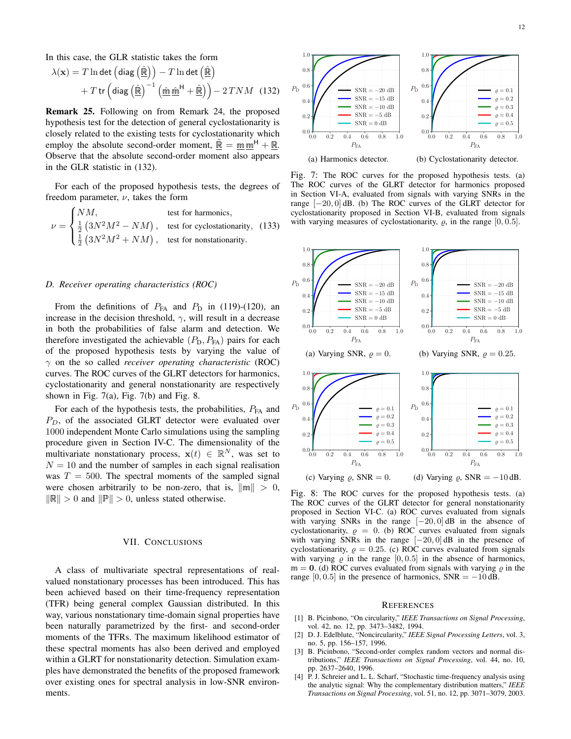In this case, the GLR statistic takes the form

$$\lambda(\mathbf{x}) = T \ln \det\left(\mathsf{diag}\left(\hat{\mathbb{R}}\right)\right) - T \ln \det\left(\hat{\mathbb{R}}\right) + T\,\mathsf{tr}\left(\mathsf{diag}\left(\hat{\mathbb{R}}\right)^{-1}\left(\hat{\mathbb{m}}\,\hat{\mathbb{m}}^{\mathsf{H}} + \hat{\mathbb{R}}\right)\right) - 2TNM \quad (132)$$

**Remark 25.** Following on from Remark 24, the proposed hypothesis test for the detection of general cyclostationarity is closely related to the existing tests for cyclostationarity which employ the absolute second-order moment, $\tilde{\mathbb{R}} = \mathbb{m}\mathbb{m}^{\mathsf{H}} + \mathbb{R}$. Observe that the absolute second-order moment also appears in the GLR statistic in (132).

For each of the proposed hypothesis tests, the degrees of freedom parameter, $\nu$, takes the form

$$\nu = \begin{cases} NM, & \text{test for harmonics,} \\ \frac{1}{2}\left(3N^2M^2 - NM\right), & \text{test for cyclostationarity,} \\ \frac{1}{2}\left(3N^2M^2 + NM\right), & \text{test for nonstationarity.} \end{cases} \quad (133)$$

### D. Receiver operating characteristics (ROC)

From the definitions of $P_{\text{FA}}$ and $P_{\text{D}}$ in (119)-(120), an increase in the decision threshold, $\gamma$, will result in a decrease in both the probabilities of false alarm and detection. We therefore investigated the achievable $(P_{\text{D}}, P_{\text{FA}})$ pairs for each of the proposed hypothesis tests by varying the value of $\gamma$ on the so called *receiver operating characteristic* (ROC) curves. The ROC curves of the GLRT detectors for harmonics, cyclostationarity and general nonstationarity are respectively shown in Fig. 7(a), Fig. 7(b) and Fig. 8.

For each of the hypothesis tests, the probabilities, $P_{\text{FA}}$ and $P_D$, of the associated GLRT detector were evaluated over 1000 independent Monte Carlo simulations using the sampling procedure given in Section IV-C. The dimensionality of the multivariate nonstationary process, $\mathbf{x}(t) \in \mathbb{R}^N$, was set to $N = 10$ and the number of samples in each signal realisation was $T = 500$. The spectral moments of the sampled signal were chosen arbitrarily to be non-zero, that is, $\|\mathbb{m}\| > 0$, $\|\mathbb{R}\| > 0$ and $\|\mathbb{P}\| > 0$, unless stated otherwise.

(a) Harmonics detector. (b) Cyclostationarity detector.

Fig. 7: The ROC curves for the proposed hypothesis tests. (a) The ROC curves of the GLRT detector for harmonics proposed in Section VI-A, evaluated from signals with varying SNRs in the range $[-20, 0]$ dB. (b) The ROC curves of the GLRT detector for cyclostationarity proposed in Section VI-B, evaluated from signals with varying measures of cyclostationarity, $\varrho$, in the range $[0, 0.5]$.

(a) Varying SNR, $\varrho = 0$. (b) Varying SNR, $\varrho = 0.25$. (c) Varying $\varrho$, SNR $= 0$. (d) Varying $\varrho$, SNR $= -10$ dB.

Fig. 8: The ROC curves for the proposed hypothesis tests. (a) The ROC curves of the GLRT detector for general nonstationarity proposed in Section VI-C. (a) ROC curves evaluated from signals with varying SNRs in the range $[-20, 0]$ dB in the absence of cyclostationarity, $\varrho = 0$. (b) ROC curves evaluated from signals with varying SNRs in the range $[-20, 0]$ dB in the presence of cyclostationarity, $\varrho = 0.25$. (c) ROC curves evaluated from signals with varying $\varrho$ in the range $[0, 0.5]$ in the absence of harmonics, $\mathbb{m} = \mathbf{0}$. (d) ROC curves evaluated from signals with varying $\varrho$ in the range $[0, 0.5]$ in the presence of harmonics, SNR $= -10$ dB.

## VII. Conclusions

A class of multivariate spectral representations of real-valued nonstationary processes has been introduced. This has been achieved based on their time-frequency representation (TFR) being general complex Gaussian distributed. In this way, various nonstationary time-domain signal properties have been naturally parametrized by the first- and second-order moments of the TFRs. The maximum likelihood estimator of these spectral moments has also been derived and employed within a GLRT for nonstationarity detection. Simulation examples have demonstrated the benefits of the proposed framework over existing ones for spectral analysis in low-SNR environments.

## References

[1] B. Picinbono, "On circularity," *IEEE Transactions on Signal Processing*, vol. 42, no. 12, pp. 3473–3482, 1994.

[2] D. J. Edelblute, "Noncircularity," *IEEE Signal Processing Letters*, vol. 3, no. 5, pp. 156–157, 1996.

[3] B. Picinbono, "Second-order complex random vectors and normal distributions," *IEEE Transactions on Signal Processing*, vol. 44, no. 10, pp. 2637–2640, 1996.

[4] P. J. Schreier and L. L. Scharf, "Stochastic time-frequency analysis using the analytic signal: Why the complementary distribution matters," *IEEE Transactions on Signal Processing*, vol. 51, no. 12, pp. 3071–3079, 2003.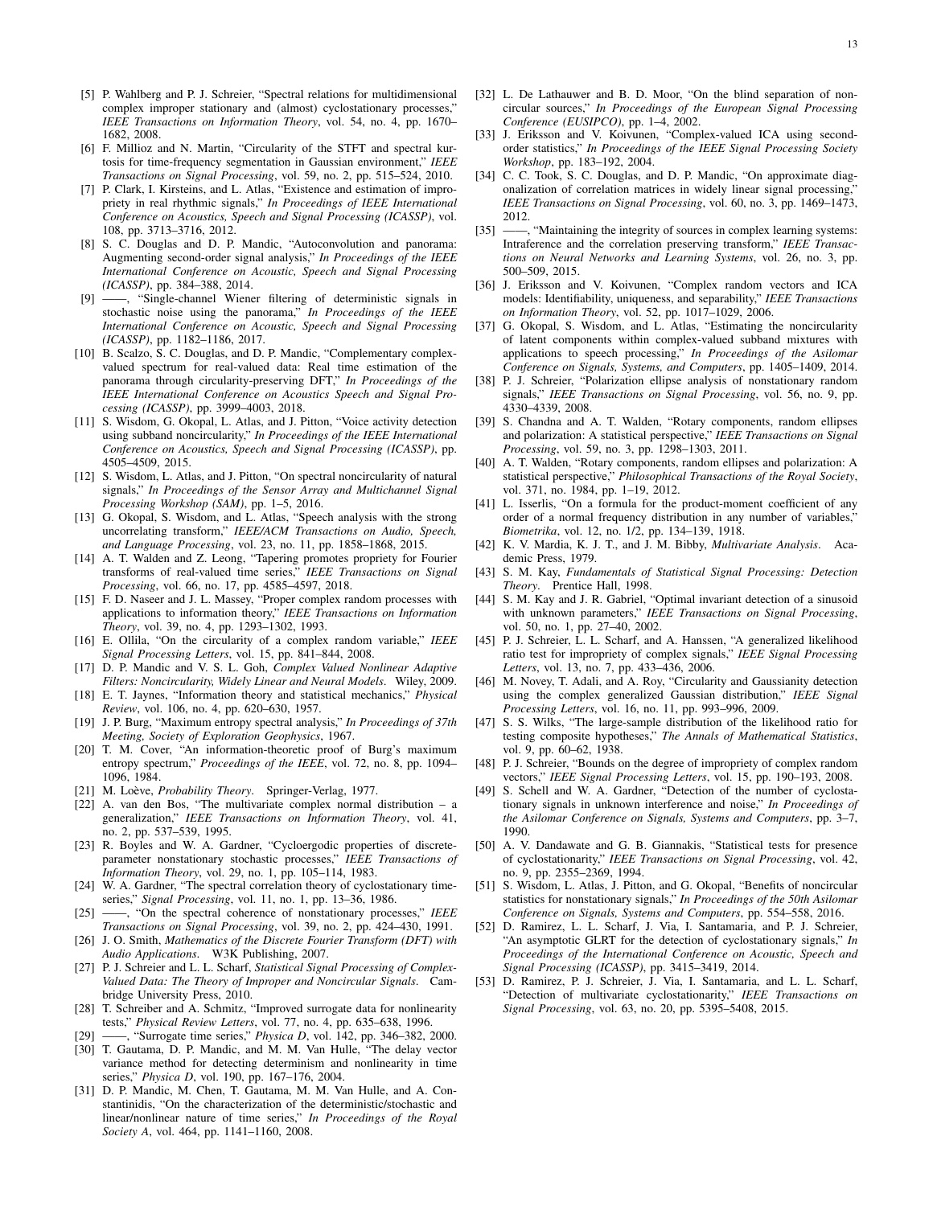[5] P. Wahlberg and P. J. Schreier, "Spectral relations for multidimensional complex improper stationary and (almost) cyclostationary processes," *IEEE Transactions on Information Theory*, vol. 54, no. 4, pp. 1670–1682, 2008.

[6] F. Millioz and N. Martin, "Circularity of the STFT and spectral kurtosis for time-frequency segmentation in Gaussian environment," *IEEE Transactions on Signal Processing*, vol. 59, no. 2, pp. 515–524, 2010.

[7] P. Clark, I. Kirsteins, and L. Atlas, "Existence and estimation of impropriety in real rhythmic signals," *In Proceedings of IEEE International Conference on Acoustics, Speech and Signal Processing (ICASSP)*, vol. 108, pp. 3713–3716, 2012.

[8] S. C. Douglas and D. P. Mandic, "Autoconvolution and panorama: Augmenting second-order signal analysis," *In Proceedings of the IEEE International Conference on Acoustic, Speech and Signal Processing (ICASSP)*, pp. 384–388, 2014.

[9] ——, "Single-channel Wiener filtering of deterministic signals in stochastic noise using the panorama," *In Proceedings of the IEEE International Conference on Acoustic, Speech and Signal Processing (ICASSP)*, pp. 1182–1186, 2017.

[10] B. Scalzo, S. C. Douglas, and D. P. Mandic, "Complementary complex-valued spectrum for real-valued data: Real time estimation of the panorama through circularity-preserving DFT," *In Proceedings of the IEEE International Conference on Acoustics Speech and Signal Processing (ICASSP)*, pp. 3999–4003, 2018.

[11] S. Wisdom, G. Okopal, L. Atlas, and J. Pitton, "Voice activity detection using subband noncircularity," *In Proceedings of the IEEE International Conference on Acoustics, Speech and Signal Processing (ICASSP)*, pp. 4505–4509, 2015.

[12] S. Wisdom, L. Atlas, and J. Pitton, "On spectral noncircularity of natural signals," *In Proceedings of the Sensor Array and Multichannel Signal Processing Workshop (SAM)*, pp. 1–5, 2016.

[13] G. Okopal, S. Wisdom, and L. Atlas, "Speech analysis with the strong uncorrelating transform," *IEEE/ACM Transactions on Audio, Speech, and Language Processing*, vol. 23, no. 11, pp. 1858–1868, 2015.

[14] A. T. Walden and Z. Leong, "Tapering promotes propriety for Fourier transforms of real-valued time series," *IEEE Transactions on Signal Processing*, vol. 66, no. 17, pp. 4585–4597, 2018.

[15] F. D. Naseer and J. L. Massey, "Proper complex random processes with applications to information theory," *IEEE Transactions on Information Theory*, vol. 39, no. 4, pp. 1293–1302, 1993.

[16] E. Ollila, "On the circularity of a complex random variable," *IEEE Signal Processing Letters*, vol. 15, pp. 841–844, 2008.

[17] D. P. Mandic and V. S. L. Goh, *Complex Valued Nonlinear Adaptive Filters: Noncircularity, Widely Linear and Neural Models*. Wiley, 2009.

[18] E. T. Jaynes, "Information theory and statistical mechanics," *Physical Review*, vol. 106, no. 4, pp. 620–630, 1957.

[19] J. P. Burg, "Maximum entropy spectral analysis," *In Proceedings of 37th Meeting, Society of Exploration Geophysics*, 1967.

[20] T. M. Cover, "An information-theoretic proof of Burg's maximum entropy spectrum," *Proceedings of the IEEE*, vol. 72, no. 8, pp. 1094–1096, 1984.

[21] M. Loève, *Probability Theory*. Springer-Verlag, 1977.

[22] A. van den Bos, "The multivariate complex normal distribution – a generalization," *IEEE Transactions on Information Theory*, vol. 41, no. 2, pp. 537–539, 1995.

[23] R. Boyles and W. A. Gardner, "Cycloergodic properties of discrete-parameter nonstationary stochastic processes," *IEEE Transactions of Information Theory*, vol. 29, no. 1, pp. 105–114, 1983.

[24] W. A. Gardner, "The spectral correlation theory of cyclostationary time-series," *Signal Processing*, vol. 11, no. 1, pp. 13–36, 1986.

[25] ——, "On the spectral coherence of nonstationary processes," *IEEE Transactions on Signal Processing*, vol. 39, no. 2, pp. 424–430, 1991.

[26] J. O. Smith, *Mathematics of the Discrete Fourier Transform (DFT) with Audio Applications*. W3K Publishing, 2007.

[27] P. J. Schreier and L. L. Scharf, *Statistical Signal Processing of Complex-Valued Data: The Theory of Improper and Noncircular Signals*. Cambridge University Press, 2010.

[28] T. Schreiber and A. Schmitz, "Improved surrogate data for nonlinearity tests," *Physical Review Letters*, vol. 77, no. 4, pp. 635–638, 1996.

[29] ——, "Surrogate time series," *Physica D*, vol. 142, pp. 346–382, 2000.

[30] T. Gautama, D. P. Mandic, and M. M. Van Hulle, "The delay vector variance method for detecting determinism and nonlinearity in time series," *Physica D*, vol. 190, pp. 167–176, 2004.

[31] D. P. Mandic, M. Chen, T. Gautama, M. M. Van Hulle, and A. Constantinidis, "On the characterization of the deterministic/stochastic and linear/nonlinear nature of time series," *In Proceedings of the Royal Society A*, vol. 464, pp. 1141–1160, 2008.

[32] L. De Lathauwer and B. D. Moor, "On the blind separation of non-circular sources," *In Proceedings of the European Signal Processing Conference (EUSIPCO)*, pp. 1–4, 2002.

[33] J. Eriksson and V. Koivunen, "Complex-valued ICA using second-order statistics," *In Proceedings of the IEEE Signal Processing Society Workshop*, pp. 183–192, 2004.

[34] C. C. Took, S. C. Douglas, and D. P. Mandic, "On approximate diagonalization of correlation matrices in widely linear signal processing," *IEEE Transactions on Signal Processing*, vol. 60, no. 3, pp. 1469–1473, 2012.

[35] ——, "Maintaining the integrity of sources in complex learning systems: Intraference and the correlation preserving transform," *IEEE Transactions on Neural Networks and Learning Systems*, vol. 26, no. 3, pp. 500–509, 2015.

[36] J. Eriksson and V. Koivunen, "Complex random vectors and ICA models: Identifiability, uniqueness, and separability," *IEEE Transactions on Information Theory*, vol. 52, pp. 1017–1029, 2006.

[37] G. Okopal, S. Wisdom, and L. Atlas, "Estimating the noncircularity of latent components within complex-valued subband mixtures with applications to speech processing," *In Proceedings of the Asilomar Conference on Signals, Systems, and Computers*, pp. 1405–1409, 2014.

[38] P. J. Schreier, "Polarization ellipse analysis of nonstationary random signals," *IEEE Transactions on Signal Processing*, vol. 56, no. 9, pp. 4330–4339, 2008.

[39] S. Chandna and A. T. Walden, "Rotary components, random ellipses and polarization: A statistical perspective," *IEEE Transactions on Signal Processing*, vol. 59, no. 3, pp. 1298–1303, 2011.

[40] A. T. Walden, "Rotary components, random ellipses and polarization: A statistical perspective," *Philosophical Transactions of the Royal Society*, vol. 371, no. 1984, pp. 1–19, 2012.

[41] L. Isserlis, "On a formula for the product-moment coefficient of any order of a normal frequency distribution in any number of variables," *Biometrika*, vol. 12, no. 1/2, pp. 134–139, 1918.

[42] K. V. Mardia, K. J. T., and J. M. Bibby, *Multivariate Analysis*. Academic Press, 1979.

[43] S. M. Kay, *Fundamentals of Statistical Signal Processing: Detection Theory*. Prentice Hall, 1998.

[44] S. M. Kay and J. R. Gabriel, "Optimal invariant detection of a sinusoid with unknown parameters," *IEEE Transactions on Signal Processing*, vol. 50, no. 1, pp. 27–40, 2002.

[45] P. J. Schreier, L. L. Scharf, and A. Hanssen, "A generalized likelihood ratio test for impropriety of complex signals," *IEEE Signal Processing Letters*, vol. 13, no. 7, pp. 433–436, 2006.

[46] M. Novey, T. Adali, and A. Roy, "Circularity and Gaussianity detection using the complex generalized Gaussian distribution," *IEEE Signal Processing Letters*, vol. 16, no. 11, pp. 993–996, 2009.

[47] S. S. Wilks, "The large-sample distribution of the likelihood ratio for testing composite hypotheses," *The Annals of Mathematical Statistics*, vol. 9, pp. 60–62, 1938.

[48] P. J. Schreier, "Bounds on the degree of impropriety of complex random vectors," *IEEE Signal Processing Letters*, vol. 15, pp. 190–193, 2008.

[49] S. Schell and W. A. Gardner, "Detection of the number of cyclostationary signals in unknown interference and noise," *In Proceedings of the Asilomar Conference on Signals, Systems and Computers*, pp. 3–7, 1990.

[50] A. V. Dandawate and G. B. Giannakis, "Statistical tests for presence of cyclostationarity," *IEEE Transactions on Signal Processing*, vol. 42, no. 9, pp. 2355–2369, 1994.

[51] S. Wisdom, L. Atlas, J. Pitton, and G. Okopal, "Benefits of noncircular statistics for nonstationary signals," *In Proceedings of the 50th Asilomar Conference on Signals, Systems and Computers*, pp. 554–558, 2016.

[52] D. Ramirez, L. L. Scharf, J. Via, I. Santamaria, and P. J. Schreier, "An asymptotic GLRT for the detection of cyclostationary signals," *In Proceedings of the International Conference on Acoustic, Speech and Signal Processing (ICASSP)*, pp. 3415–3419, 2014.

[53] D. Ramirez, P. J. Schreier, J. Via, I. Santamaria, and L. L. Scharf, "Detection of multivariate cyclostationarity," *IEEE Transactions on Signal Processing*, vol. 63, no. 20, pp. 5395–5408, 2015.